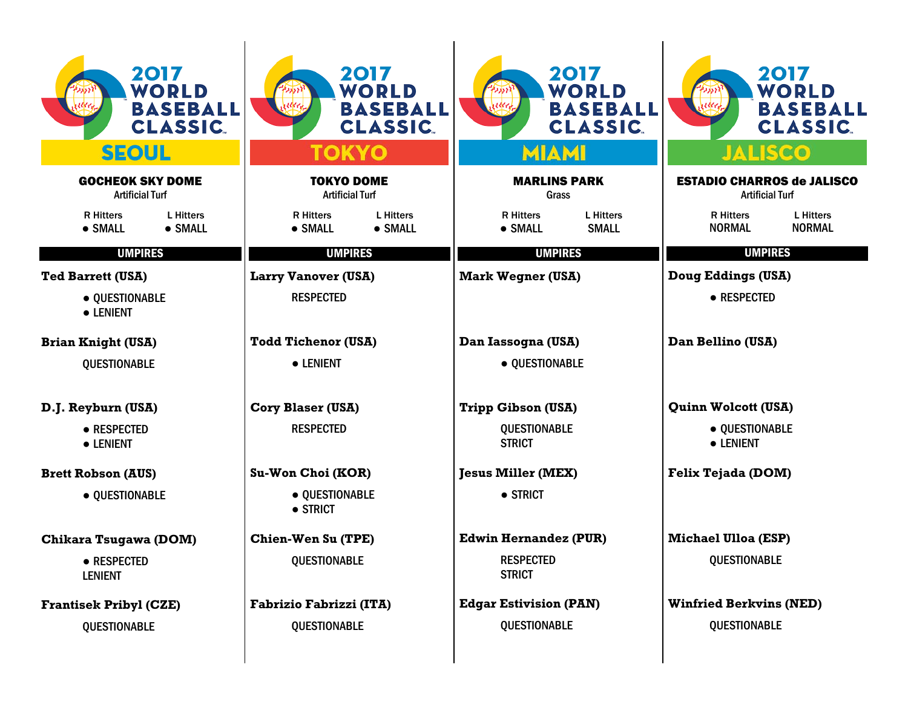# 2017 WORLD BASEBALL CLASSIC

## SEOUL

**GOCHEOK SKY DOME**
Artificial Turf

| R Hitters | L Hitters |
|---|---|
| ● SMALL | ● SMALL |

### UMPIRES

**Ted Barrett (USA)**
- ● QUESTIONABLE
- ● LENIENT

**Brian Knight (USA)**
QUESTIONABLE

**D.J. Reyburn (USA)**
- ● RESPECTED
- ● LENIENT

**Brett Robson (AUS)**
- ● QUESTIONABLE

**Chikara Tsugawa (DOM)**
- ● RESPECTED

LENIENT

**Frantisek Pribyl (CZE)**
QUESTIONABLE

## TOKYO

**TOKYO DOME**
Artificial Turf

| R Hitters | L Hitters |
|---|---|
| ● SMALL | ● SMALL |

### UMPIRES

**Larry Vanover (USA)**
RESPECTED

**Todd Tichenor (USA)**
- ● LENIENT

**Cory Blaser (USA)**
RESPECTED

**Su-Won Choi (KOR)**
- ● QUESTIONABLE
- ● STRICT

**Chien-Wen Su (TPE)**
QUESTIONABLE

**Fabrizio Fabrizzi (ITA)**
QUESTIONABLE

## MIAMI

**MARLINS PARK**
Grass

| R Hitters | L Hitters |
|---|---|
| ● SMALL | SMALL |

### UMPIRES

**Mark Wegner (USA)**

**Dan Iassogna (USA)**
- ● QUESTIONABLE

**Tripp Gibson (USA)**
QUESTIONABLE
STRICT

**Jesus Miller (MEX)**
- ● STRICT

**Edwin Hernandez (PUR)**
RESPECTED
STRICT

**Edgar Estivision (PAN)**
QUESTIONABLE

## JALISCO

**ESTADIO CHARROS de JALISCO**
Artificial Turf

| R Hitters | L Hitters |
|---|---|
| NORMAL | NORMAL |

### UMPIRES

**Doug Eddings (USA)**
- ● RESPECTED

**Dan Bellino (USA)**

**Quinn Wolcott (USA)**
- ● QUESTIONABLE
- ● LENIENT

**Felix Tejada (DOM)**

**Michael Ulloa (ESP)**
QUESTIONABLE

**Winfried Berkvins (NED)**
QUESTIONABLE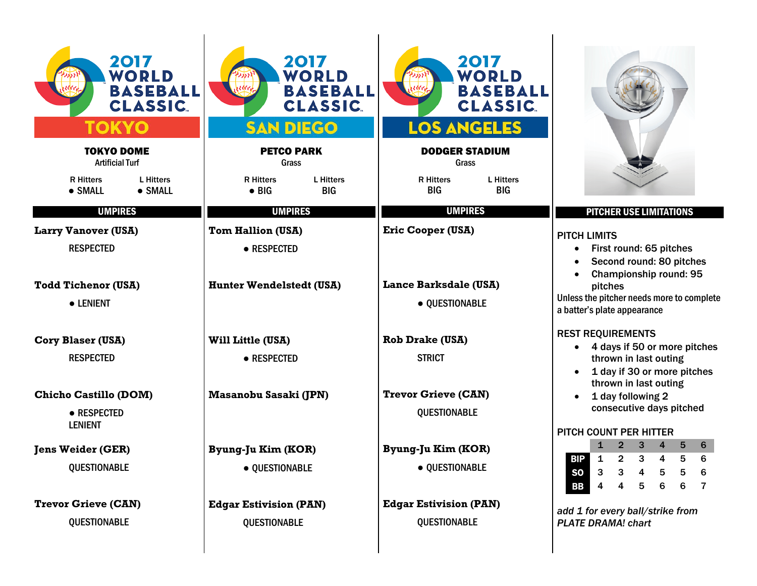## 2017 WORLD BASEBALL CLASSIC — TOKYO

**TOKYO DOME**
Artificial Turf

| R Hitters | L Hitters |
|---|---|
| ● SMALL | ● SMALL |

### UMPIRES

**Larry Vanover (USA)**
RESPECTED

**Todd Tichenor (USA)**
● LENIENT

**Cory Blaser (USA)**
RESPECTED

**Chicho Castillo (DOM)**
● RESPECTED
LENIENT

**Jens Weider (GER)**
QUESTIONABLE

**Trevor Grieve (CAN)**
QUESTIONABLE

## 2017 WORLD BASEBALL CLASSIC — SAN DIEGO

**PETCO PARK**
Grass

| R Hitters | L Hitters |
|---|---|
| ● BIG | BIG |

### UMPIRES

**Tom Hallion (USA)**
● RESPECTED

**Hunter Wendelstedt (USA)**

**Will Little (USA)**
● RESPECTED

**Masanobu Sasaki (JPN)**

**Byung-Ju Kim (KOR)**
● QUESTIONABLE

**Edgar Estivision (PAN)**
QUESTIONABLE

## 2017 WORLD BASEBALL CLASSIC — LOS ANGELES

**DODGER STADIUM**
Grass

| R Hitters | L Hitters |
|---|---|
| BIG | BIG |

### UMPIRES

**Eric Cooper (USA)**

**Lance Barksdale (USA)**
● QUESTIONABLE

**Rob Drake (USA)**
STRICT

**Trevor Grieve (CAN)**
QUESTIONABLE

**Byung-Ju Kim (KOR)**
● QUESTIONABLE

**Edgar Estivision (PAN)**
QUESTIONABLE

## PITCHER USE LIMITATIONS

PITCH LIMITS

- First round: 65 pitches
- Second round: 80 pitches
- Championship round: 95 pitches

Unless the pitcher needs more to complete a batter's plate appearance

REST REQUIREMENTS

- 4 days if 50 or more pitches thrown in last outing
- 1 day if 30 or more pitches thrown in last outing
- 1 day following 2 consecutive days pitched

PITCH COUNT PER HITTER

| | 1 | 2 | 3 | 4 | 5 | 6 |
|---|---|---|---|---|---|---|
| BIP | 1 | 2 | 3 | 4 | 5 | 6 |
| SO | 3 | 3 | 4 | 5 | 5 | 6 |
| BB | 4 | 4 | 5 | 6 | 6 | 7 |

*add 1 for every ball/strike from PLATE DRAMA! chart*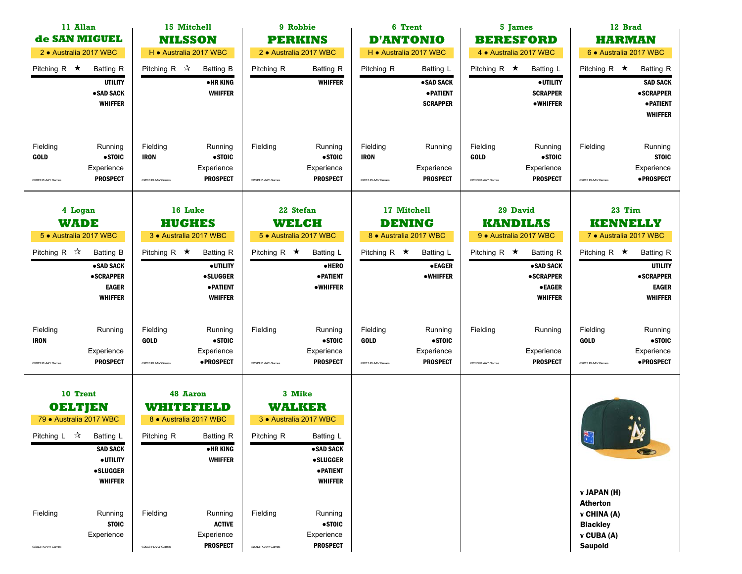## 11 Allan de SAN MIGUEL

2 • Australia 2017 WBC

Pitching R ★ | Batting R

UTILITY
●SAD SACK
WHIFFER

Fielding: GOLD
Running: ●STOIC
Experience: PROSPECT

©2013 PLAAY Games

## 15 Mitchell NILSSON

H • Australia 2017 WBC

Pitching R ☆ | Batting B

●HR KING
WHIFFER

Fielding: IRON
Running: ●STOIC
Experience: PROSPECT

©2013 PLAAY Games

## 9 Robbie PERKINS

2 • Australia 2017 WBC

Pitching R | Batting R

WHIFFER

Fielding:
Running: ●STOIC
Experience: PROSPECT

©2013 PLAAY Games

## 6 Trent D'ANTONIO

H • Australia 2017 WBC

Pitching R | Batting L

●SAD SACK
●PATIENT
SCRAPPER

Fielding: IRON
Running:
Experience: PROSPECT

©2013 PLAAY Games

## 5 James BERESFORD

4 • Australia 2017 WBC

Pitching R ★ | Batting L

●UTILITY
SCRAPPER
●WHIFFER

Fielding: GOLD
Running: ●STOIC
Experience: PROSPECT

©2013 PLAAY Games

## 12 Brad HARMAN

6 • Australia 2017 WBC

Pitching R ★ | Batting R

SAD SACK
●SCRAPPER
●PATIENT
WHIFFER

Fielding:
Running: STOIC
Experience: ●PROSPECT

©2013 PLAAY Games

## 4 Logan WADE

5 • Australia 2017 WBC

Pitching R ☆ | Batting B

●SAD SACK
●SCRAPPER
EAGER
WHIFFER

Fielding: IRON
Running:
Experience: PROSPECT

©2013 PLAAY Games

## 16 Luke HUGHES

3 • Australia 2017 WBC

Pitching R ★ | Batting R

●UTILITY
●SLUGGER
●PATIENT
WHIFFER

Fielding: GOLD
Running: ●STOIC
Experience: ●PROSPECT

©2013 PLAAY Games

## 22 Stefan WELCH

5 • Australia 2017 WBC

Pitching R ★ | Batting L

●HERO
●PATIENT
●WHIFFER

Fielding:
Running: ●STOIC
Experience: PROSPECT

©2013 PLAAY Games

## 17 Mitchell DENING

8 • Australia 2017 WBC

Pitching R ★ | Batting L

●EAGER
●WHIFFER

Fielding: GOLD
Running: ●STOIC
Experience: PROSPECT

©2013 PLAAY Games

## 29 David KANDILAS

9 • Australia 2017 WBC

Pitching R ★ | Batting R

●SAD SACK
●SCRAPPER
●EAGER
WHIFFER

Fielding:
Running:
Experience: PROSPECT

©2013 PLAAY Games

## 23 Tim KENNELLY

7 • Australia 2017 WBC

Pitching R ★ | Batting R

UTILITY
●SCRAPPER
EAGER
WHIFFER

Fielding: GOLD
Running: ●STOIC
Experience: ●PROSPECT

©2013 PLAAY Games

## 10 Trent OELTJEN

79 • Australia 2017 WBC

Pitching L ☆ | Batting L

SAD SACK
●UTILITY
●SLUGGER
WHIFFER

Fielding:
Running: STOIC
Experience:

©2013 PLAAY Games

## 48 Aaron WHITEFIELD

8 • Australia 2017 WBC

Pitching R | Batting R

●HR KING
WHIFFER

Fielding:
Running: ACTIVE
Experience: PROSPECT

©2013 PLAAY Games

## 3 Mike WALKER

3 • Australia 2017 WBC

Pitching R | Batting L

●SAD SACK
●SLUGGER
●PATIENT
WHIFFER

Fielding:
Running: ●STOIC
Experience: PROSPECT

©2013 PLAAY Games

---

v JAPAN (H)
**Atherton**
v CHINA (A)
**Blackley**
v CUBA (A)
**Saupold**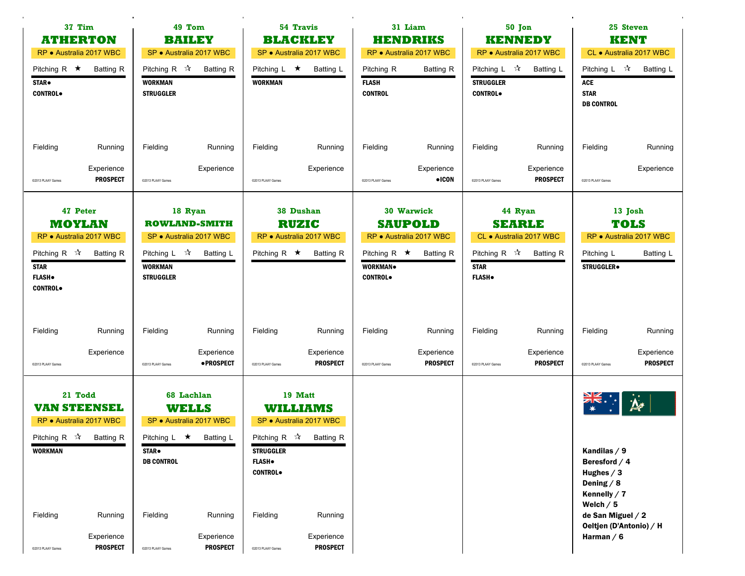## 37 Tim ATHERTON

RP ● Australia 2017 WBC

Pitching R ★ Batting R

**STAR●**
**CONTROL●**

Fielding / Running

Experience: **PROSPECT**

©2013 PLAAY Games

## 49 Tom BAILEY

SP ● Australia 2017 WBC

Pitching R ☆ Batting R

**WORKMAN**
**STRUGGLER**

Fielding / Running

Experience

©2013 PLAAY Games

## 54 Travis BLACKLEY

SP ● Australia 2017 WBC

Pitching L ★ Batting L

**WORKMAN**

Fielding / Running

Experience

©2013 PLAAY Games

## 31 Liam HENDRIKS

RP ● Australia 2017 WBC

Pitching R Batting R

**FLASH**
**CONTROL**

Fielding / Running

Experience: **●ICON**

©2013 PLAAY Games

## 50 Jon KENNEDY

RP ● Australia 2017 WBC

Pitching L ☆ Batting L

**STRUGGLER**
**CONTROL●**

Fielding / Running

Experience: **PROSPECT**

©2013 PLAAY Games

## 25 Steven KENT

CL ● Australia 2017 WBC

Pitching L ☆ Batting L

**ACE**
**STAR**
**DB CONTROL**

Fielding / Running

Experience

©2013 PLAAY Games

## 47 Peter MOYLAN

RP ● Australia 2017 WBC

Pitching R ☆ Batting R

**STAR**
**FLASH●**
**CONTROL●**

Fielding / Running

Experience

©2013 PLAAY Games

## 18 Ryan ROWLAND-SMITH

SP ● Australia 2017 WBC

Pitching L ☆ Batting L

**WORKMAN**
**STRUGGLER**

Fielding / Running

Experience: **●PROSPECT**

©2013 PLAAY Games

## 38 Dushan RUZIC

RP ● Australia 2017 WBC

Pitching R ★ Batting R

Fielding / Running

Experience: **PROSPECT**

©2013 PLAAY Games

## 30 Warwick SAUPOLD

RP ● Australia 2017 WBC

Pitching R ★ Batting R

**WORKMAN●**
**CONTROL●**

Fielding / Running

Experience: **PROSPECT**

©2013 PLAAY Games

## 44 Ryan SEARLE

CL ● Australia 2017 WBC

Pitching R ☆ Batting R

**STAR**
**FLASH●**

Fielding / Running

Experience: **PROSPECT**

©2013 PLAAY Games

## 13 Josh TOLS

RP ● Australia 2017 WBC

Pitching L Batting L

**STRUGGLER●**

Fielding / Running

Experience: **PROSPECT**

©2013 PLAAY Games

## 21 Todd VAN STEENSEL

RP ● Australia 2017 WBC

Pitching R ☆ Batting R

**WORKMAN**

Fielding / Running

Experience: **PROSPECT**

©2013 PLAAY Games

## 68 Lachlan WELLS

SP ● Australia 2017 WBC

Pitching L ★ Batting L

**STAR●**
**DB CONTROL**

Fielding / Running

Experience: **PROSPECT**

©2013 PLAAY Games

## 19 Matt WILLIAMS

SP ● Australia 2017 WBC

Pitching R ☆ Batting R

**STRUGGLER**
**FLASH●**
**CONTROL●**

Fielding / Running

Experience: **PROSPECT**

©2013 PLAAY Games

---

**Kandilas / 9**
**Beresford / 4**
**Hughes / 3**
**Dening / 8**
**Kennelly / 7**
**Welch / 5**
**de San Miguel / 2**
**Oeltjen (D'Antonio) / H**
**Harman / 6**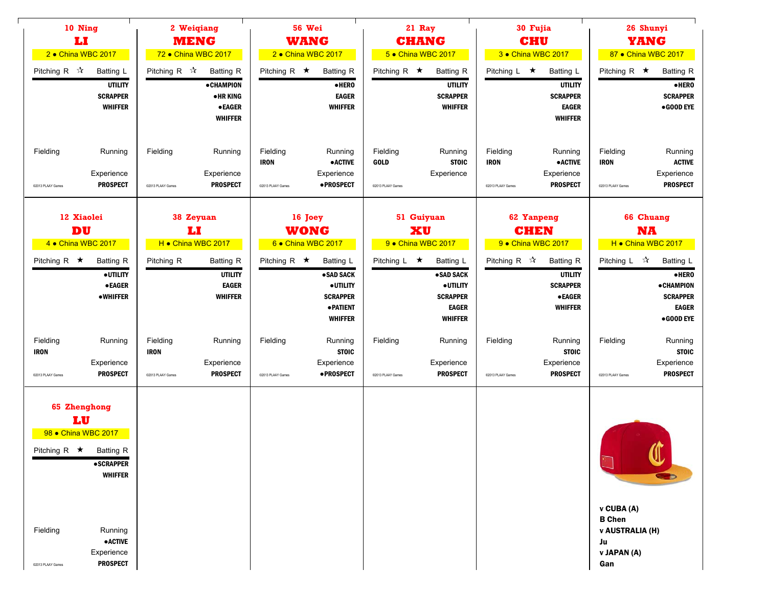### 10 Ning
## LI
2 • China WBC 2017

Pitching R ☆ Batting L

UTILITY
SCRAPPER
WHIFFER

Fielding

Running

Experience
PROSPECT

©2013 PLAAY Games

### 2 Weiqiang
## MENG
72 • China WBC 2017

Pitching R ☆ Batting R

●CHAMPION
●HR KING
●EAGER
WHIFFER

Fielding

Running

Experience
PROSPECT

©2013 PLAAY Games

### 56 Wei
## WANG
2 • China WBC 2017

Pitching R ★ Batting R

●HERO
EAGER
WHIFFER

Fielding
IRON

Running
●ACTIVE

Experience
●PROSPECT

©2013 PLAAY Games

### 21 Ray
## CHANG
5 • China WBC 2017

Pitching R ★ Batting R

UTILITY
SCRAPPER
WHIFFER

Fielding
GOLD

Running
STOIC

Experience

©2013 PLAAY Games

### 30 Fujia
## CHU
3 • China WBC 2017

Pitching L ★ Batting L

UTILITY
SCRAPPER
EAGER
WHIFFER

Fielding
IRON

Running
●ACTIVE

Experience
PROSPECT

©2013 PLAAY Games

### 26 Shunyi
## YANG
87 • China WBC 2017

Pitching R ★ Batting R

●HERO
SCRAPPER
●GOOD EYE

Fielding
IRON

Running
ACTIVE

Experience
PROSPECT

©2013 PLAAY Games

### 12 Xiaolei
## DU
4 • China WBC 2017

Pitching R ★ Batting R

●UTILITY
●EAGER
●WHIFFER

Fielding
IRON

Running

Experience
PROSPECT

©2013 PLAAY Games

### 38 Zeyuan
## LI
H • China WBC 2017

Pitching R Batting R

UTILITY
EAGER
WHIFFER

Fielding
IRON

Running

Experience
PROSPECT

©2013 PLAAY Games

### 16 Joey
## WONG
6 • China WBC 2017

Pitching R ★ Batting L

●SAD SACK
●UTILITY
SCRAPPER
●PATIENT
WHIFFER

Fielding

Running
STOIC

Experience
●PROSPECT

©2013 PLAAY Games

### 51 Guiyuan
## XU
9 • China WBC 2017

Pitching L ★ Batting L

●SAD SACK
●UTILITY
SCRAPPER
EAGER
WHIFFER

Fielding

Running

Experience
PROSPECT

©2013 PLAAY Games

### 62 Yanpeng
## CHEN
9 • China WBC 2017

Pitching R ☆ Batting R

UTILITY
SCRAPPER
●EAGER
WHIFFER

Fielding

Running
STOIC

Experience
PROSPECT

©2013 PLAAY Games

### 66 Chuang
## NA
H • China WBC 2017

Pitching L ☆ Batting L

●HERO
●CHAMPION
SCRAPPER
EAGER
●GOOD EYE

Fielding

Running
STOIC

Experience
PROSPECT

©2013 PLAAY Games

### 65 Zhenghong
## LU
98 • China WBC 2017

Pitching R ★ Batting R

●SCRAPPER
WHIFFER

Fielding

Running
●ACTIVE

Experience
PROSPECT

©2013 PLAAY Games

**v CUBA (A)**
**B Chen**
**v AUSTRALIA (H)**
**Ju**
**v JAPAN (A)**
**Gan**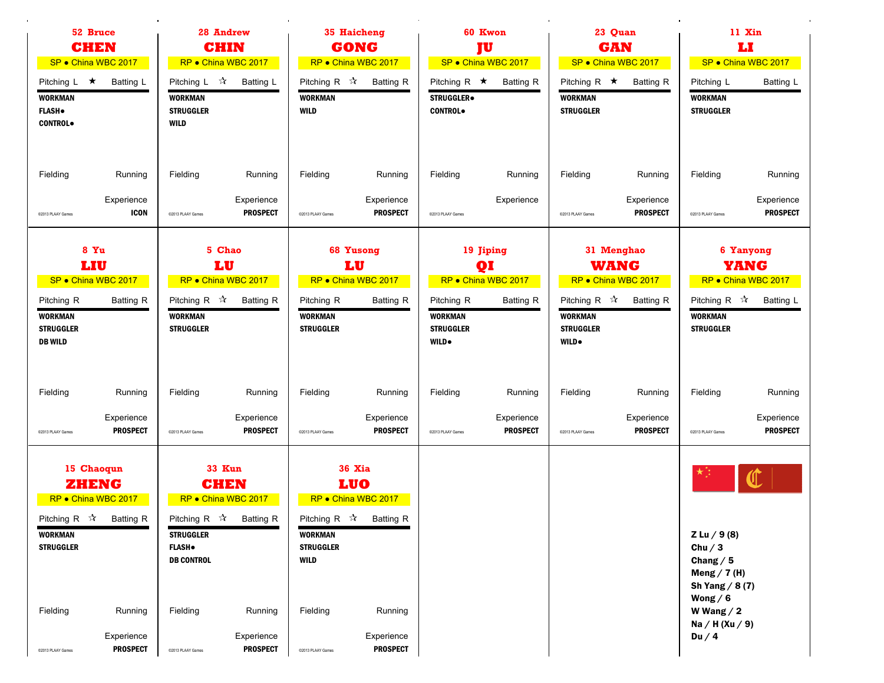## 52 Bruce CHEN

SP • China WBC 2017

Pitching L ★ Batting L

**WORKMAN**
**FLASH●**
**CONTROL●**

Fielding Running

Experience **ICON**

©2013 PLAAY Games

## 28 Andrew CHIN

RP • China WBC 2017

Pitching L ☆ Batting L

**WORKMAN**
**STRUGGLER**
**WILD**

Fielding Running

Experience **PROSPECT**

©2013 PLAAY Games

## 35 Haicheng GONG

RP • China WBC 2017

Pitching R ☆ Batting R

**WORKMAN**
**WILD**

Fielding Running

Experience **PROSPECT**

©2013 PLAAY Games

## 60 Kwon JU

SP • China WBC 2017

Pitching R ★ Batting R

**STRUGGLER●**
**CONTROL●**

Fielding Running

Experience

©2013 PLAAY Games

## 23 Quan GAN

SP • China WBC 2017

Pitching R ★ Batting R

**WORKMAN**
**STRUGGLER**

Fielding Running

Experience **PROSPECT**

©2013 PLAAY Games

## 11 Xin LI

SP • China WBC 2017

Pitching L Batting L

**WORKMAN**
**STRUGGLER**

Fielding Running

Experience **PROSPECT**

©2013 PLAAY Games

## 8 Yu LIU

SP • China WBC 2017

Pitching R Batting R

**WORKMAN**
**STRUGGLER**
**DB WILD**

Fielding Running

Experience **PROSPECT**

©2013 PLAAY Games

## 5 Chao LU

RP • China WBC 2017

Pitching R ☆ Batting R

**WORKMAN**
**STRUGGLER**

Fielding Running

Experience **PROSPECT**

©2013 PLAAY Games

## 68 Yusong LU

RP • China WBC 2017

Pitching R Batting R

**WORKMAN**
**STRUGGLER**

Fielding Running

Experience **PROSPECT**

©2013 PLAAY Games

## 19 Jiping QI

RP • China WBC 2017

Pitching R Batting R

**WORKMAN**
**STRUGGLER**
**WILD●**

Fielding Running

Experience **PROSPECT**

©2013 PLAAY Games

## 31 Menghao WANG

RP • China WBC 2017

Pitching R ☆ Batting R

**WORKMAN**
**STRUGGLER**
**WILD●**

Fielding Running

Experience **PROSPECT**

©2013 PLAAY Games

## 6 Yanyong YANG

RP • China WBC 2017

Pitching R ☆ Batting L

**WORKMAN**
**STRUGGLER**

Fielding Running

Experience **PROSPECT**

©2013 PLAAY Games

## 15 Chaoqun ZHENG

RP • China WBC 2017

Pitching R ☆ Batting R

**WORKMAN**
**STRUGGLER**

Fielding Running

Experience **PROSPECT**

©2013 PLAAY Games

## 33 Kun CHEN

RP • China WBC 2017

Pitching R ☆ Batting R

**STRUGGLER**
**FLASH●**
**DB CONTROL**

Fielding Running

Experience **PROSPECT**

©2013 PLAAY Games

## 36 Xia LUO

RP • China WBC 2017

Pitching R ☆ Batting R

**WORKMAN**
**STRUGGLER**
**WILD**

Fielding Running

Experience **PROSPECT**

©2013 PLAAY Games

**Z Lu / 9 (8)**
**Chu / 3**
**Chang / 5**
**Meng / 7 (H)**
**Sh Yang / 8 (7)**
**Wong / 6**
**W Wang / 2**
**Na / H (Xu / 9)**
**Du / 4**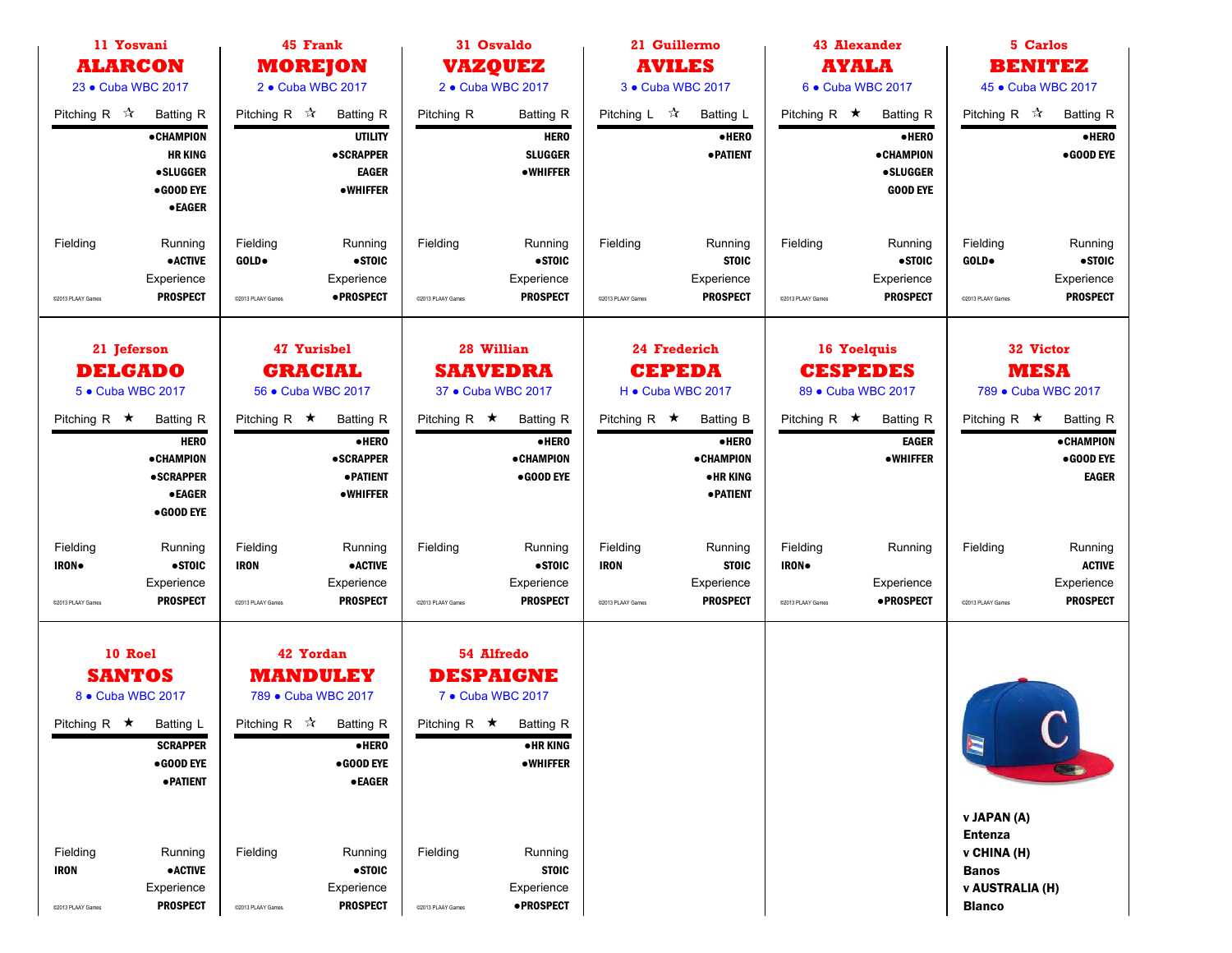## 11 Yosvani ALARCON
23 • Cuba WBC 2017

Pitching R ☆ Batting R

●CHAMPION
HR KING
●SLUGGER
●GOOD EYE
●EAGER

Fielding

Running
●ACTIVE

Experience
PROSPECT

©2013 PLAAY Games

## 45 Frank MOREJON
2 • Cuba WBC 2017

Pitching R ☆ Batting R

UTILITY
●SCRAPPER
EAGER
●WHIFFER

Fielding
GOLD●

Running
●STOIC

Experience
●PROSPECT

©2013 PLAAY Games

## 31 Osvaldo VAZQUEZ
2 • Cuba WBC 2017

Pitching R Batting R

HERO
SLUGGER
●WHIFFER

Fielding

Running
●STOIC

Experience
PROSPECT

©2013 PLAAY Games

## 21 Guillermo AVILES
3 • Cuba WBC 2017

Pitching L ☆ Batting L

●HERO
●PATIENT

Fielding

Running
STOIC

Experience
PROSPECT

©2013 PLAAY Games

## 43 Alexander AYALA
6 • Cuba WBC 2017

Pitching R ★ Batting R

●HERO
●CHAMPION
●SLUGGER
GOOD EYE

Fielding

Running
●STOIC

Experience
PROSPECT

©2013 PLAAY Games

## 5 Carlos BENITEZ
45 • Cuba WBC 2017

Pitching R ☆ Batting R

●HERO
●GOOD EYE

Fielding
GOLD●

Running
●STOIC

Experience
PROSPECT

©2013 PLAAY Games

## 21 Jeferson DELGADO
5 • Cuba WBC 2017

Pitching R ★ Batting R

HERO
●CHAMPION
●SCRAPPER
●EAGER
●GOOD EYE

Fielding
IRON●

Running
●STOIC

Experience
PROSPECT

©2013 PLAAY Games

## 47 Yurisbel GRACIAL
56 • Cuba WBC 2017

Pitching R ★ Batting R

●HERO
●SCRAPPER
●PATIENT
●WHIFFER

Fielding
IRON

Running
●ACTIVE

Experience
PROSPECT

©2013 PLAAY Games

## 28 Willian SAAVEDRA
37 • Cuba WBC 2017

Pitching R ★ Batting R

●HERO
●CHAMPION
●GOOD EYE

Fielding

Running
●STOIC

Experience
PROSPECT

©2013 PLAAY Games

## 24 Frederich CEPEDA
H • Cuba WBC 2017

Pitching R ★ Batting B

●HERO
●CHAMPION
●HR KING
●PATIENT

Fielding
IRON

Running
STOIC

Experience
PROSPECT

©2013 PLAAY Games

## 16 Yoelquis CESPEDES
89 • Cuba WBC 2017

Pitching R ★ Batting R

EAGER
●WHIFFER

Fielding
IRON●

Running

Experience
●PROSPECT

©2013 PLAAY Games

## 32 Victor MESA
789 • Cuba WBC 2017

Pitching R ★ Batting R

●CHAMPION
●GOOD EYE
EAGER

Fielding

Running
ACTIVE

Experience
PROSPECT

©2013 PLAAY Games

## 10 Roel SANTOS
8 • Cuba WBC 2017

Pitching R ★ Batting L

SCRAPPER
●GOOD EYE
●PATIENT

Fielding
IRON

Running
●ACTIVE

Experience
PROSPECT

©2013 PLAAY Games

## 42 Yordan MANDULEY
789 • Cuba WBC 2017

Pitching R ☆ Batting R

●HERO
●GOOD EYE
●EAGER

Fielding

Running
●STOIC

Experience
PROSPECT

©2013 PLAAY Games

## 54 Alfredo DESPAIGNE
7 • Cuba WBC 2017

Pitching R ★ Batting R

●HR KING
●WHIFFER

Fielding

Running
STOIC

Experience
●PROSPECT

©2013 PLAAY Games

**v JAPAN (A)**
**Entenza**
**v CHINA (H)**
**Banos**
**v AUSTRALIA (H)**
**Blanco**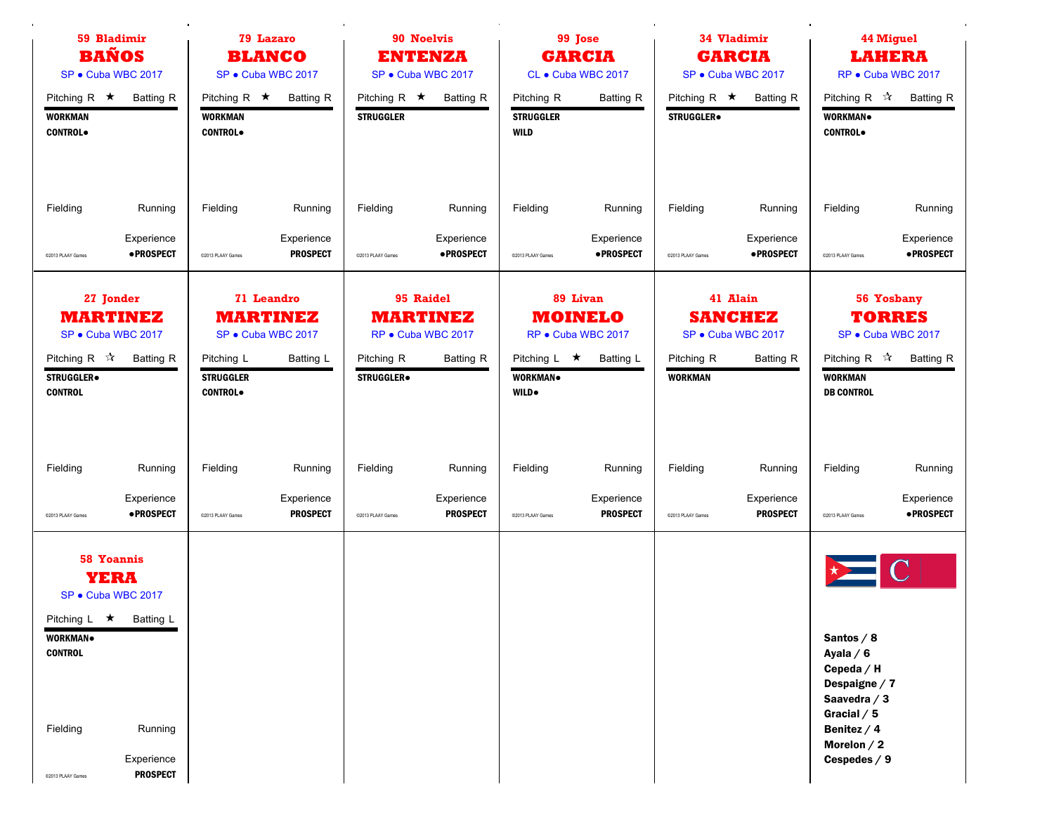**59 Bladimir**
## BAÑOS
SP • Cuba WBC 2017

Pitching R ★ Batting R

**WORKMAN**
**CONTROL•**

Fielding Running

Experience
**•PROSPECT**

©2013 PLAAY Games

---

**79 Lazaro**
## BLANCO
SP • Cuba WBC 2017

Pitching R ★ Batting R

**WORKMAN**
**CONTROL•**

Fielding Running

Experience
**PROSPECT**

©2013 PLAAY Games

---

**90 Noelvis**
## ENTENZA
SP • Cuba WBC 2017

Pitching R ★ Batting R

**STRUGGLER**

Fielding Running

Experience
**•PROSPECT**

©2013 PLAAY Games

---

**99 Jose**
## GARCIA
CL • Cuba WBC 2017

Pitching R Batting R

**STRUGGLER**
**WILD**

Fielding Running

Experience
**•PROSPECT**

©2013 PLAAY Games

---

**34 Vladimir**
## GARCIA
SP • Cuba WBC 2017

Pitching R ★ Batting R

**STRUGGLER•**

Fielding Running

Experience
**•PROSPECT**

©2013 PLAAY Games

---

**44 Miguel**
## LAHERA
RP • Cuba WBC 2017

Pitching R ☆ Batting R

**WORKMAN•**
**CONTROL•**

Fielding Running

Experience
**•PROSPECT**

©2013 PLAAY Games

---

**27 Jonder**
## MARTINEZ
SP • Cuba WBC 2017

Pitching R ☆ Batting R

**STRUGGLER•**
**CONTROL**

Fielding Running

Experience
**•PROSPECT**

©2013 PLAAY Games

---

**71 Leandro**
## MARTINEZ
SP • Cuba WBC 2017

Pitching L Batting L

**STRUGGLER**
**CONTROL•**

Fielding Running

Experience
**PROSPECT**

©2013 PLAAY Games

---

**95 Raidel**
## MARTINEZ
RP • Cuba WBC 2017

Pitching R Batting R

**STRUGGLER•**

Fielding Running

Experience
**PROSPECT**

©2013 PLAAY Games

---

**89 Livan**
## MOINELO
RP • Cuba WBC 2017

Pitching L ★ Batting L

**WORKMAN•**
**WILD•**

Fielding Running

Experience
**PROSPECT**

©2013 PLAAY Games

---

**41 Alain**
## SANCHEZ
SP • Cuba WBC 2017

Pitching R Batting R

**WORKMAN**

Fielding Running

Experience
**PROSPECT**

©2013 PLAAY Games

---

**56 Yosbany**
## TORRES
SP • Cuba WBC 2017

Pitching R ☆ Batting R

**WORKMAN**
**DB CONTROL**

Fielding Running

Experience
**•PROSPECT**

©2013 PLAAY Games

---

**58 Yoannis**
## YERA
SP • Cuba WBC 2017

Pitching L ★ Batting L

**WORKMAN•**
**CONTROL**

Fielding Running

Experience
**PROSPECT**

©2013 PLAAY Games

---

**Santos / 8**
**Ayala / 6**
**Cepeda / H**
**Despaigne / 7**
**Saavedra / 3**
**Gracial / 5**
**Benitez / 4**
**Morelon / 2**
**Cespedes / 9**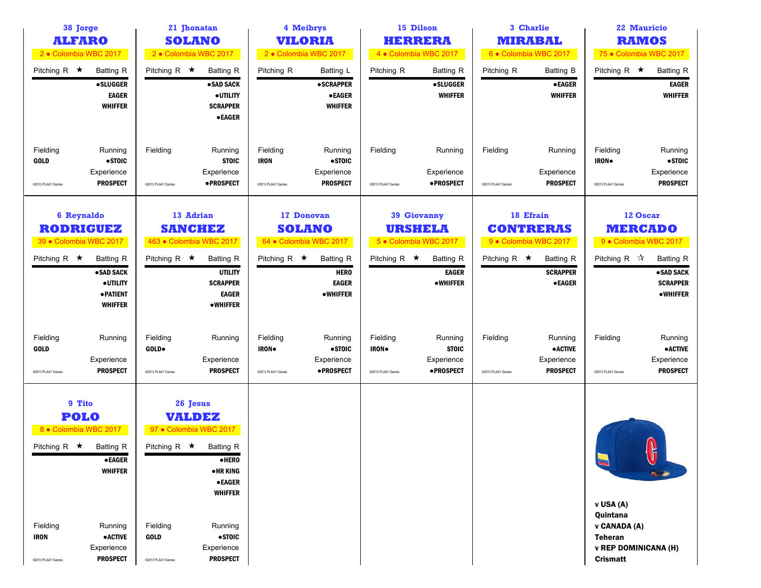## 38 Jorge ALFARO
2 • Colombia WBC 2017

Pitching R ★ | Batting R

- •SLUGGER
- EAGER
- WHIFFER

Fielding: GOLD
Running: •STOIC
Experience: PROSPECT

©2013 PLAAY Games

## 21 Jhonatan SOLANO
2 • Colombia WBC 2017

Pitching R ★ | Batting R

- •SAD SACK
- •UTILITY
- SCRAPPER
- •EAGER

Fielding:
Running: STOIC
Experience: •PROSPECT

©2013 PLAAY Games

## 4 Meibrys VILORIA
2 • Colombia WBC 2017

Pitching R | Batting L

- •SCRAPPER
- •EAGER
- WHIFFER

Fielding: IRON
Running: •STOIC
Experience: PROSPECT

©2013 PLAAY Games

## 15 Dilson HERRERA
4 • Colombia WBC 2017

Pitching R | Batting R

- •SLUGGER
- WHIFFER

Fielding:
Running:
Experience: •PROSPECT

©2013 PLAAY Games

## 3 Charlie MIRABAL
6 • Colombia WBC 2017

Pitching R | Batting B

- •EAGER
- WHIFFER

Fielding:
Running:
Experience: PROSPECT

©2013 PLAAY Games

## 22 Mauricio RAMOS
75 • Colombia WBC 2017

Pitching R ★ | Batting R

- EAGER
- WHIFFER

Fielding: IRON•
Running: •STOIC
Experience: PROSPECT

©2013 PLAAY Games

## 6 Reynaldo RODRIGUEZ
39 • Colombia WBC 2017

Pitching R ★ | Batting R

- •SAD SACK
- •UTILITY
- •PATIENT
- WHIFFER

Fielding: GOLD
Running:
Experience: PROSPECT

©2013 PLAAY Games

## 13 Adrian SANCHEZ
463 • Colombia WBC 2017

Pitching R ★ | Batting R

- UTILITY
- SCRAPPER
- EAGER
- •WHIFFER

Fielding: GOLD•
Running:
Experience: PROSPECT

©2013 PLAAY Games

## 17 Donovan SOLANO
64 • Colombia WBC 2017

Pitching R ★ | Batting R

- HERO
- EAGER
- •WHIFFER

Fielding: IRON•
Running: •STOIC
Experience: •PROSPECT

©2013 PLAAY Games

## 39 Giovanny URSHELA
5 • Colombia WBC 2017

Pitching R ★ | Batting R

- EAGER
- •WHIFFER

Fielding: IRON•
Running: STOIC
Experience: •PROSPECT

©2013 PLAAY Games

## 18 Efrain CONTRERAS
9 • Colombia WBC 2017

Pitching R ★ | Batting R

- SCRAPPER
- •EAGER

Fielding:
Running: •ACTIVE
Experience: PROSPECT

©2013 PLAAY Games

## 12 Oscar MERCADO
9 • Colombia WBC 2017

Pitching R ☆ | Batting R

- •SAD SACK
- SCRAPPER
- •WHIFFER

Fielding:
Running: •ACTIVE
Experience: PROSPECT

©2013 PLAAY Games

## 9 Tito POLO
8 • Colombia WBC 2017

Pitching R ★ | Batting R

- •EAGER
- WHIFFER

Fielding: IRON
Running: •ACTIVE
Experience: PROSPECT

©2013 PLAAY Games

## 26 Jesus VALDEZ
97 • Colombia WBC 2017

Pitching R ★ | Batting R

- •HERO
- •HR KING
- •EAGER
- WHIFFER

Fielding: GOLD
Running: •STOIC
Experience: PROSPECT

©2013 PLAAY Games

**v USA (A)**
**Quintana**
**v CANADA (A)**
**Teheran**
**v REP DOMINICANA (H)**
**Crismatt**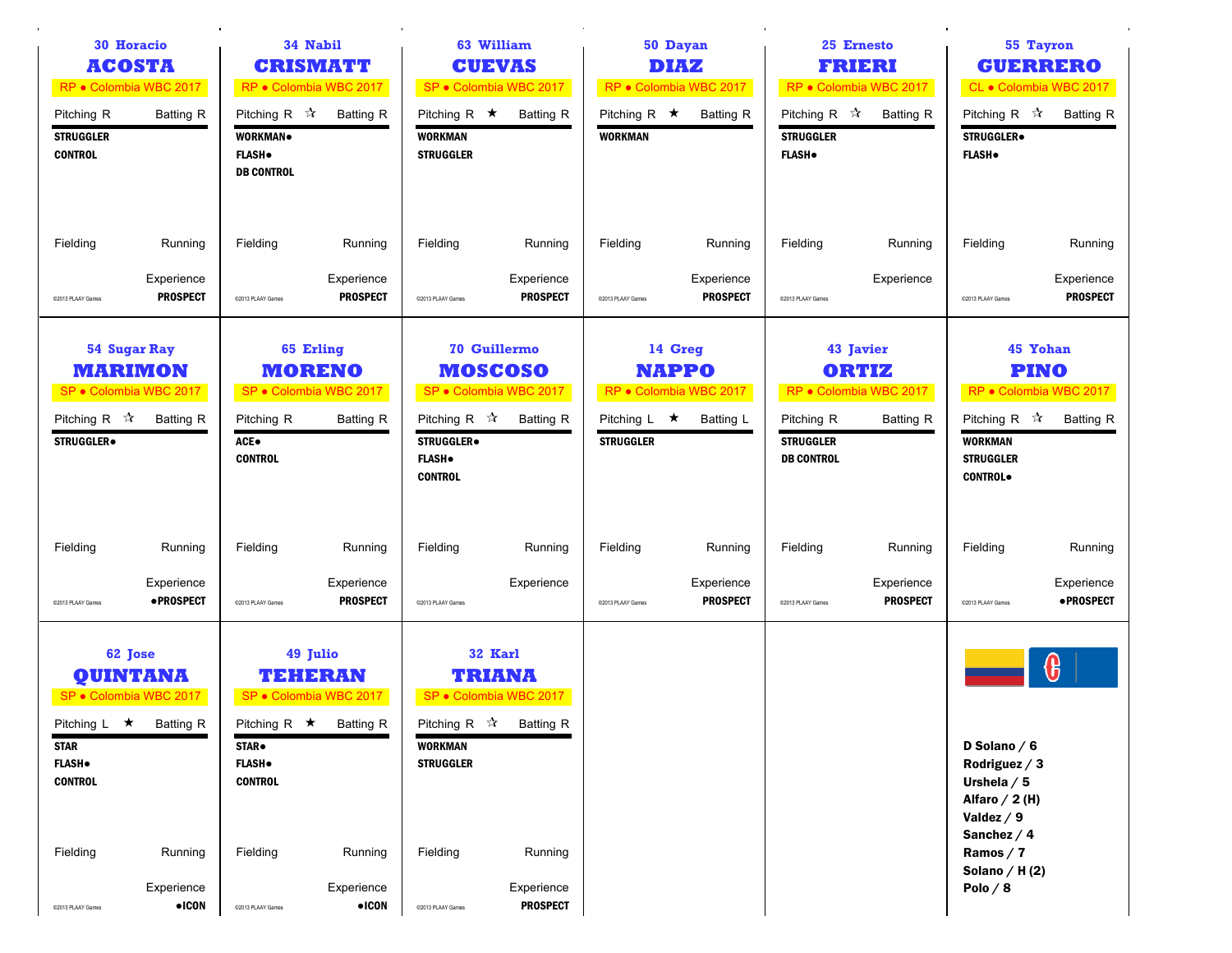### 30 Horacio
## ACOSTA
RP • Colombia WBC 2017

Pitching R — Batting R

**STRUGGLER**
**CONTROL**

Fielding — Running

Experience
**PROSPECT**

©2013 PLAAY Games

---

### 34 Nabil
## CRISMATT
RP • Colombia WBC 2017

Pitching R ☆ Batting R

**WORKMAN●**
**FLASH●**
**DB CONTROL**

Fielding — Running

Experience
**PROSPECT**

©2013 PLAAY Games

---

### 63 William
## CUEVAS
SP • Colombia WBC 2017

Pitching R ★ Batting R

**WORKMAN**
**STRUGGLER**

Fielding — Running

Experience
**PROSPECT**

©2013 PLAAY Games

---

### 50 Dayan
## DIAZ
RP • Colombia WBC 2017

Pitching R ★ Batting R

**WORKMAN**

Fielding — Running

Experience
**PROSPECT**

©2013 PLAAY Games

---

### 25 Ernesto
## FRIERI
RP • Colombia WBC 2017

Pitching R ☆ Batting R

**STRUGGLER**
**FLASH●**

Fielding — Running

Experience

©2013 PLAAY Games

---

### 55 Tayron
## GUERRERO
CL • Colombia WBC 2017

Pitching R ☆ Batting R

**STRUGGLER●**
**FLASH●**

Fielding — Running

Experience
**PROSPECT**

©2013 PLAAY Games

---

### 54 Sugar Ray
## MARIMON
SP • Colombia WBC 2017

Pitching R ☆ Batting R

**STRUGGLER●**

Fielding — Running

Experience
**●PROSPECT**

©2013 PLAAY Games

---

### 65 Erling
## MORENO
SP • Colombia WBC 2017

Pitching R — Batting R

**ACE●**
**CONTROL**

Fielding — Running

Experience
**PROSPECT**

©2013 PLAAY Games

---

### 70 Guillermo
## MOSCOSO
SP • Colombia WBC 2017

Pitching R ☆ Batting R

**STRUGGLER●**
**FLASH●**
**CONTROL**

Fielding — Running

Experience

©2013 PLAAY Games

---

### 14 Greg
## NAPPO
RP • Colombia WBC 2017

Pitching L ★ Batting L

**STRUGGLER**

Fielding — Running

Experience
**PROSPECT**

©2013 PLAAY Games

---

### 43 Javier
## ORTIZ
RP • Colombia WBC 2017

Pitching R — Batting R

**STRUGGLER**
**DB CONTROL**

Fielding — Running

Experience
**PROSPECT**

©2013 PLAAY Games

---

### 45 Yohan
## PINO
RP • Colombia WBC 2017

Pitching R ☆ Batting R

**WORKMAN**
**STRUGGLER**
**CONTROL●**

Fielding — Running

Experience
**●PROSPECT**

©2013 PLAAY Games

---

### 62 Jose
## QUINTANA
SP • Colombia WBC 2017

Pitching L ★ Batting R

**STAR**
**FLASH●**
**CONTROL**

Fielding — Running

Experience
**●ICON**

©2013 PLAAY Games

---

### 49 Julio
## TEHERAN
SP • Colombia WBC 2017

Pitching R ★ Batting R

**STAR●**
**FLASH●**
**CONTROL**

Fielding — Running

Experience
**●ICON**

©2013 PLAAY Games

---

### 32 Karl
## TRIANA
SP • Colombia WBC 2017

Pitching R ☆ Batting R

**WORKMAN**
**STRUGGLER**

Fielding — Running

Experience
**PROSPECT**

©2013 PLAAY Games

---

**D Solano / 6**
**Rodriguez / 3**
**Urshela / 5**
**Alfaro / 2 (H)**
**Valdez / 9**
**Sanchez / 4**
**Ramos / 7**
**Solano / H (2)**
**Polo / 8**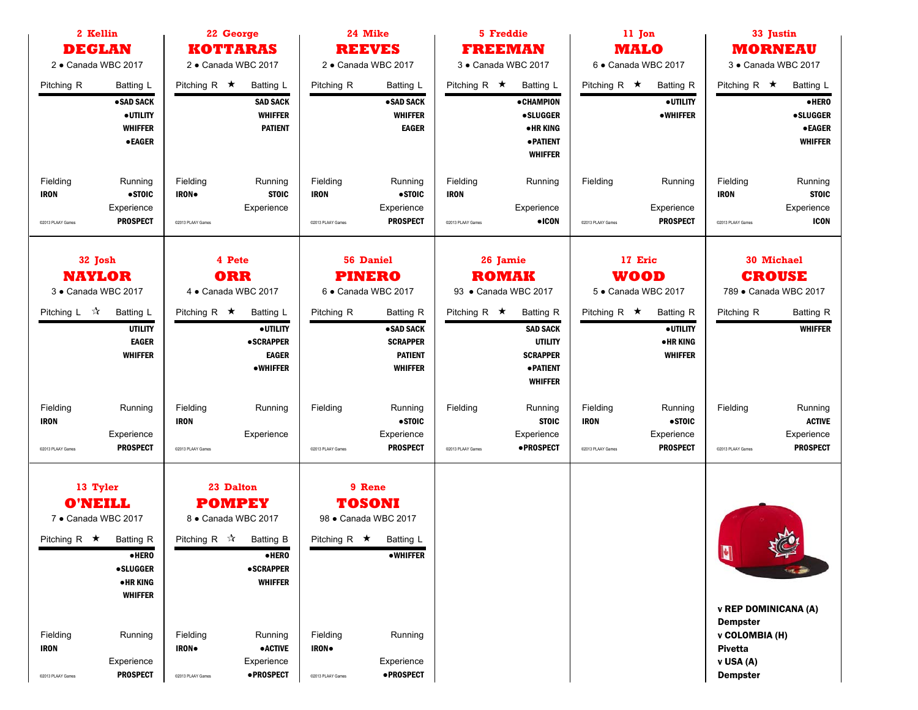## 2 Kellin DEGLAN

2 • Canada WBC 2017

Pitching R | Batting L

●SAD SACK
●UTILITY
WHIFFER
●EAGER

Fielding: IRON
Running: ●STOIC
Experience: PROSPECT

©2013 PLAAY Games

## 22 George KOTTARAS

2 • Canada WBC 2017

Pitching R ★ | Batting L

SAD SACK
WHIFFER
PATIENT

Fielding: IRON●
Running: STOIC
Experience:

©2013 PLAAY Games

## 24 Mike REEVES

2 • Canada WBC 2017

Pitching R | Batting L

●SAD SACK
WHIFFER
EAGER

Fielding: IRON
Running: ●STOIC
Experience: PROSPECT

©2013 PLAAY Games

## 5 Freddie FREEMAN

3 • Canada WBC 2017

Pitching R ★ | Batting L

●CHAMPION
●SLUGGER
●HR KING
●PATIENT
WHIFFER

Fielding: IRON
Running:
Experience: ●ICON

©2013 PLAAY Games

## 11 Jon MALO

6 • Canada WBC 2017

Pitching R ★ | Batting R

●UTILITY
●WHIFFER

Fielding:
Running:
Experience: PROSPECT

©2013 PLAAY Games

## 33 Justin MORNEAU

3 • Canada WBC 2017

Pitching R ★ | Batting L

●HERO
●SLUGGER
●EAGER
WHIFFER

Fielding: IRON
Running: STOIC
Experience: ICON

©2013 PLAAY Games

## 32 Josh NAYLOR

3 • Canada WBC 2017

Pitching L ☆ | Batting L

UTILITY
EAGER
WHIFFER

Fielding: IRON
Running:
Experience: PROSPECT

©2013 PLAAY Games

## 4 Pete ORR

4 • Canada WBC 2017

Pitching R ★ | Batting L

●UTILITY
●SCRAPPER
EAGER
●WHIFFER

Fielding: IRON
Running:
Experience:

©2013 PLAAY Games

## 56 Daniel PINERO

6 • Canada WBC 2017

Pitching R | Batting R

●SAD SACK
SCRAPPER
PATIENT
WHIFFER

Fielding:
Running: ●STOIC
Experience: PROSPECT

©2013 PLAAY Games

## 26 Jamie ROMAK

93 • Canada WBC 2017

Pitching R ★ | Batting R

SAD SACK
UTILITY
SCRAPPER
●PATIENT
WHIFFER

Fielding:
Running: STOIC
Experience: ●PROSPECT

©2013 PLAAY Games

## 17 Eric WOOD

5 • Canada WBC 2017

Pitching R ★ | Batting R

●UTILITY
●HR KING
WHIFFER

Fielding: IRON
Running: ●STOIC
Experience: PROSPECT

©2013 PLAAY Games

## 30 Michael CROUSE

789 • Canada WBC 2017

Pitching R | Batting R

WHIFFER

Fielding:
Running: ACTIVE
Experience: PROSPECT

©2013 PLAAY Games

## 13 Tyler O'NEILL

7 • Canada WBC 2017

Pitching R ★ | Batting R

●HERO
●SLUGGER
●HR KING
WHIFFER

Fielding: IRON
Running:
Experience: PROSPECT

©2013 PLAAY Games

## 23 Dalton POMPEY

8 • Canada WBC 2017

Pitching R ☆ | Batting B

●HERO
●SCRAPPER
WHIFFER

Fielding: IRON●
Running: ●ACTIVE
Experience: ●PROSPECT

©2013 PLAAY Games

## 9 Rene TOSONI

98 • Canada WBC 2017

Pitching R ★ | Batting L

●WHIFFER

Fielding: IRON●
Running:
Experience: ●PROSPECT

©2013 PLAAY Games

**v REP DOMINICANA (A)**
**Dempster**
**v COLOMBIA (H)**
**Pivetta**
**v USA (A)**
**Dempster**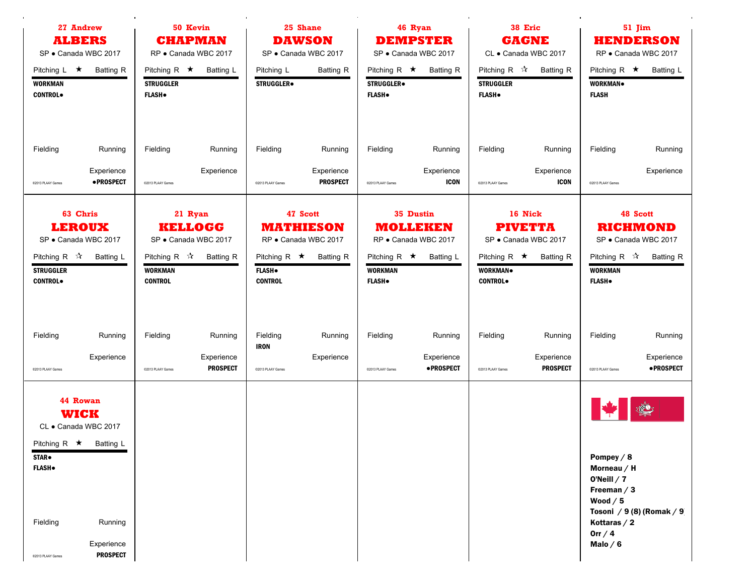## 27 Andrew ALBERS
SP • Canada WBC 2017

Pitching L ★ Batting R

**WORKMAN**
**CONTROL•**

Fielding | Running

Experience **•PROSPECT**

©2013 PLAAY Games

## 50 Kevin CHAPMAN
RP • Canada WBC 2017

Pitching R ★ Batting L

**STRUGGLER**
**FLASH•**

Fielding | Running

Experience

©2013 PLAAY Games

## 25 Shane DAWSON
SP • Canada WBC 2017

Pitching L Batting R

**STRUGGLER•**

Fielding | Running

Experience **PROSPECT**

©2013 PLAAY Games

## 46 Ryan DEMPSTER
SP • Canada WBC 2017

Pitching R ★ Batting R

**STRUGGLER•**
**FLASH•**

Fielding | Running

Experience **ICON**

©2013 PLAAY Games

## 38 Eric GAGNE
CL • Canada WBC 2017

Pitching R ☆ Batting R

**STRUGGLER**
**FLASH•**

Fielding | Running

Experience **ICON**

©2013 PLAAY Games

## 51 Jim HENDERSON
RP • Canada WBC 2017

Pitching R ★ Batting L

**WORKMAN•**
**FLASH**

Fielding | Running

Experience

©2013 PLAAY Games

## 63 Chris LEROUX
SP • Canada WBC 2017

Pitching R ☆ Batting L

**STRUGGLER**
**CONTROL•**

Fielding | Running

Experience

©2013 PLAAY Games

## 21 Ryan KELLOGG
SP • Canada WBC 2017

Pitching R ☆ Batting R

**WORKMAN**
**CONTROL**

Fielding | Running

Experience **PROSPECT**

©2013 PLAAY Games

## 47 Scott MATHIESON
RP • Canada WBC 2017

Pitching R ★ Batting R

**FLASH•**
**CONTROL**

Fielding | Running
**IRON**

Experience

©2013 PLAAY Games

## 35 Dustin MOLLEKEN
RP • Canada WBC 2017

Pitching R ★ Batting L

**WORKMAN**
**FLASH•**

Fielding | Running

Experience **•PROSPECT**

©2013 PLAAY Games

## 16 Nick PIVETTA
SP • Canada WBC 2017

Pitching R ★ Batting R

**WORKMAN•**
**CONTROL•**

Fielding | Running

Experience **PROSPECT**

©2013 PLAAY Games

## 48 Scott RICHMOND
SP • Canada WBC 2017

Pitching R ☆ Batting R

**WORKMAN**
**FLASH•**

Fielding | Running

Experience **•PROSPECT**

©2013 PLAAY Games

## 44 Rowan WICK
CL • Canada WBC 2017

Pitching R ★ Batting L

**STAR•**
**FLASH•**

Fielding | Running

Experience **PROSPECT**

©2013 PLAAY Games

**Pompey / 8**
**Morneau / H**
**O'Neill / 7**
**Freeman / 3**
**Wood / 5**
**Tosoni / 9 (8) (Romak / 9)**
**Kottaras / 2**
**Orr / 4**
**Malo / 6**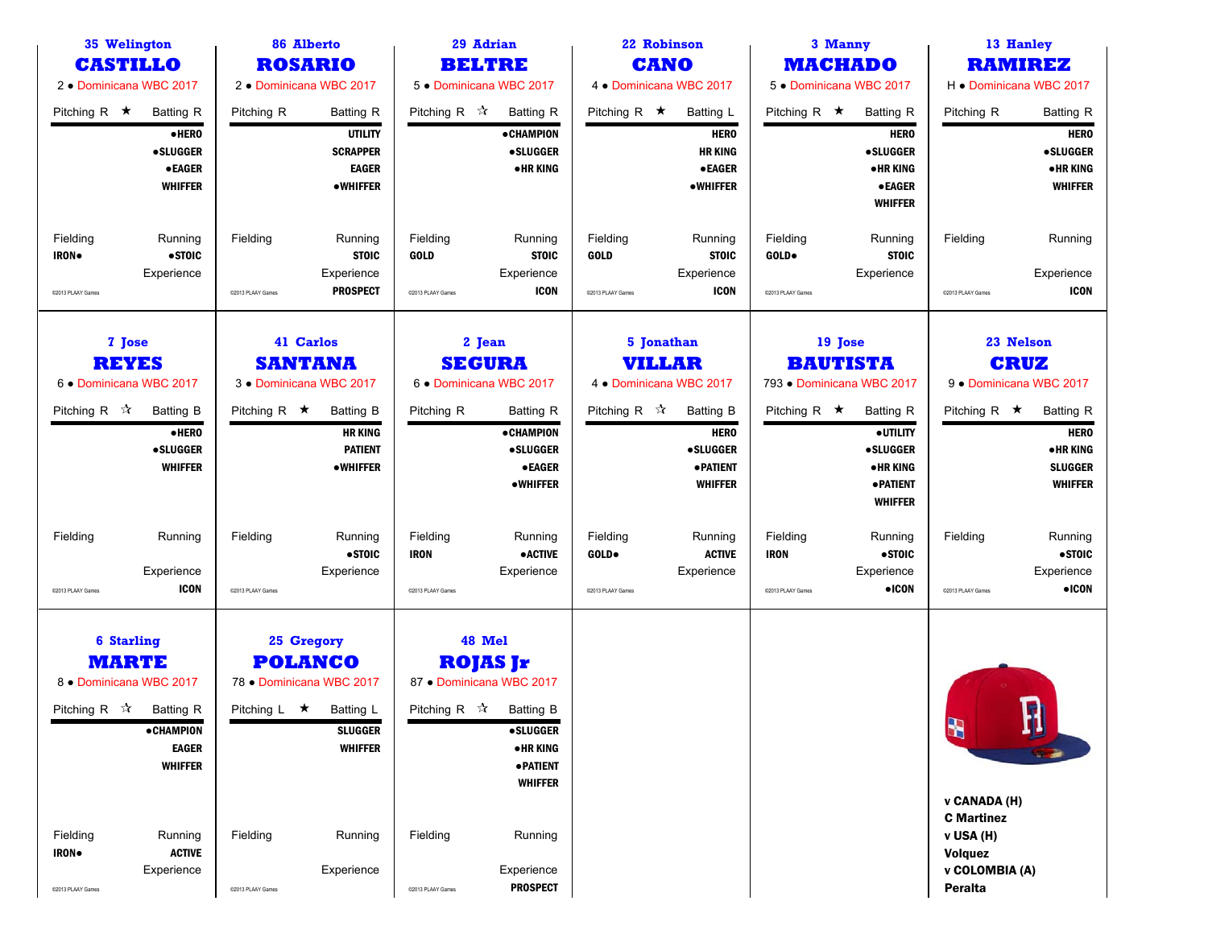**35 Welington**
## CASTILLO
2 • Dominicana WBC 2017

Pitching R ★ Batting R

●HERO
●SLUGGER
●EAGER
WHIFFER

Fielding: IRON●
Running: ●STOIC
Experience:

©2013 PLAAY Games

---

**86 Alberto**
## ROSARIO
2 • Dominicana WBC 2017

Pitching R Batting R

UTILITY
SCRAPPER
EAGER
●WHIFFER

Fielding:
Running: STOIC
Experience: PROSPECT

©2013 PLAAY Games

---

**29 Adrian**
## BELTRE
5 • Dominicana WBC 2017

Pitching R ☆ Batting R

●CHAMPION
●SLUGGER
●HR KING

Fielding: GOLD
Running: STOIC
Experience: ICON

©2013 PLAAY Games

---

**22 Robinson**
## CANO
4 • Dominicana WBC 2017

Pitching R ★ Batting L

HERO
HR KING
●EAGER
●WHIFFER

Fielding: GOLD
Running: STOIC
Experience: ICON

©2013 PLAAY Games

---

**3 Manny**
## MACHADO
5 • Dominicana WBC 2017

Pitching R ★ Batting R

HERO
●SLUGGER
●HR KING
●EAGER
WHIFFER

Fielding: GOLD●
Running: STOIC
Experience:

©2013 PLAAY Games

---

**13 Hanley**
## RAMIREZ
H • Dominicana WBC 2017

Pitching R Batting R

HERO
●SLUGGER
●HR KING
WHIFFER

Fielding:
Running:
Experience: ICON

©2013 PLAAY Games

---

**7 Jose**
## REYES
6 • Dominicana WBC 2017

Pitching R ☆ Batting B

●HERO
●SLUGGER
WHIFFER

Fielding:
Running:
Experience: ICON

©2013 PLAAY Games

---

**41 Carlos**
## SANTANA
3 • Dominicana WBC 2017

Pitching R ★ Batting B

HR KING
PATIENT
●WHIFFER

Fielding:
Running: ●STOIC
Experience:

©2013 PLAAY Games

---

**2 Jean**
## SEGURA
6 • Dominicana WBC 2017

Pitching R Batting R

●CHAMPION
●SLUGGER
●EAGER
●WHIFFER

Fielding: IRON
Running: ●ACTIVE
Experience:

©2013 PLAAY Games

---

**5 Jonathan**
## VILLAR
4 • Dominicana WBC 2017

Pitching R ☆ Batting B

HERO
●SLUGGER
●PATIENT
WHIFFER

Fielding: GOLD●
Running: ACTIVE
Experience:

©2013 PLAAY Games

---

**19 Jose**
## BAUTISTA
793 • Dominicana WBC 2017

Pitching R ★ Batting R

●UTILITY
●SLUGGER
●HR KING
●PATIENT
WHIFFER

Fielding: IRON
Running: ●STOIC
Experience: ●ICON

©2013 PLAAY Games

---

**23 Nelson**
## CRUZ
9 • Dominicana WBC 2017

Pitching R ★ Batting R

HERO
●HR KING
SLUGGER
WHIFFER

Fielding:
Running: ●STOIC
Experience: ●ICON

©2013 PLAAY Games

---

**6 Starling**
## MARTE
8 • Dominicana WBC 2017

Pitching R ☆ Batting R

●CHAMPION
EAGER
WHIFFER

Fielding: IRON●
Running: ACTIVE
Experience:

©2013 PLAAY Games

---

**25 Gregory**
## POLANCO
78 • Dominicana WBC 2017

Pitching L ★ Batting L

SLUGGER
WHIFFER

Fielding:
Running:
Experience:

©2013 PLAAY Games

---

**48 Mel**
## ROJAS Jr
87 • Dominicana WBC 2017

Pitching R ☆ Batting B

●SLUGGER
●HR KING
●PATIENT
WHIFFER

Fielding:
Running:
Experience: PROSPECT

©2013 PLAAY Games

---

**v CANADA (H)**
**C Martinez**
**v USA (H)**
**Volquez**
**v COLOMBIA (A)**
**Peralta**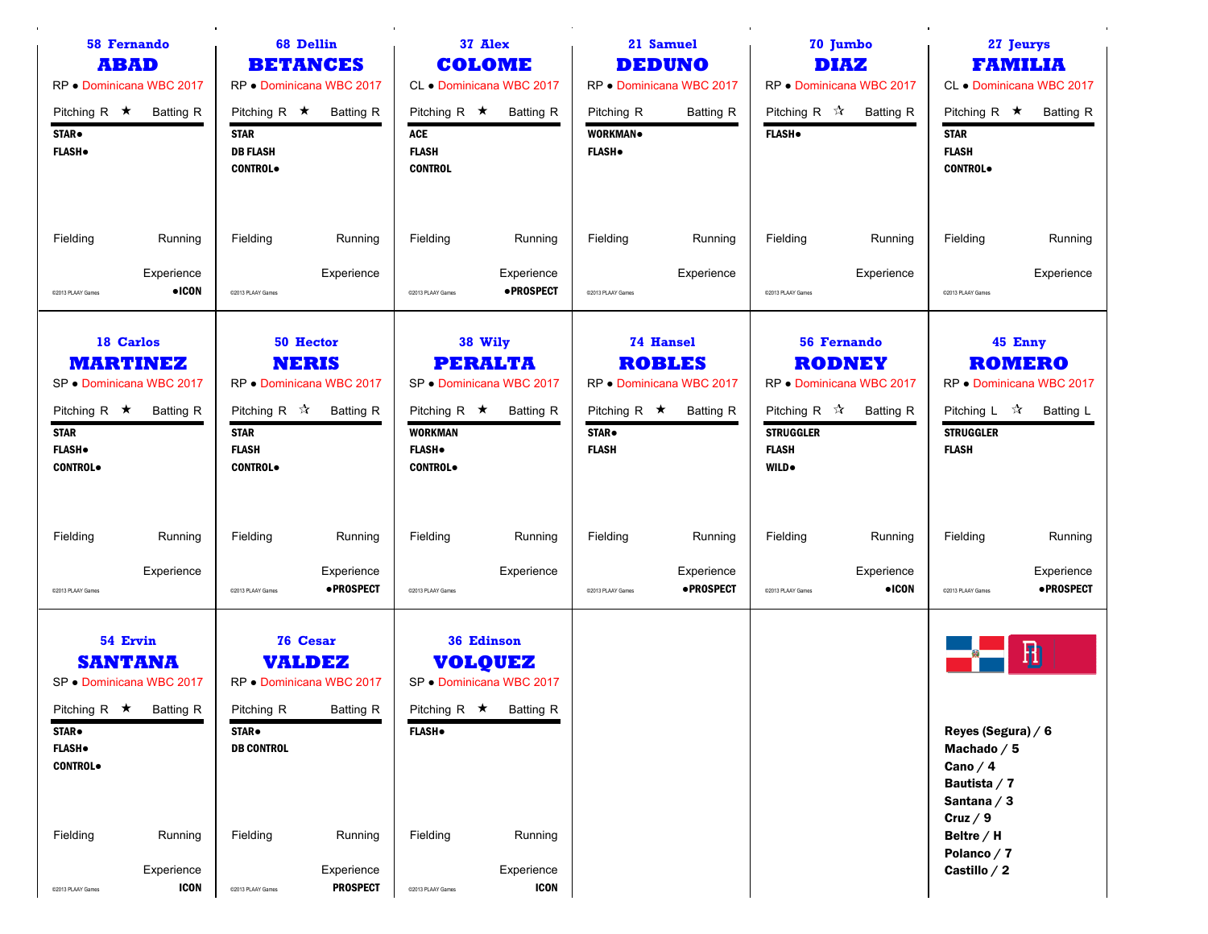### 58 Fernando
## ABAD
RP • Dominicana WBC 2017

Pitching R ★ Batting R

**STAR•**
**FLASH•**

Fielding Running

Experience
**•ICON**

©2013 PLAAY Games

---

### 68 Dellin
## BETANCES
RP • Dominicana WBC 2017

Pitching R ★ Batting R

**STAR**
**DB FLASH**
**CONTROL•**

Fielding Running

Experience

©2013 PLAAY Games

---

### 37 Alex
## COLOME
CL • Dominicana WBC 2017

Pitching R ★ Batting R

**ACE**
**FLASH**
**CONTROL**

Fielding Running

Experience
**•PROSPECT**

©2013 PLAAY Games

---

### 21 Samuel
## DEDUNO
RP • Dominicana WBC 2017

Pitching R Batting R

**WORKMAN•**
**FLASH•**

Fielding Running

Experience

©2013 PLAAY Games

---

### 70 Jumbo
## DIAZ
RP • Dominicana WBC 2017

Pitching R ☆ Batting R

**FLASH•**

Fielding Running

Experience

©2013 PLAAY Games

---

### 27 Jeurys
## FAMILIA
CL • Dominicana WBC 2017

Pitching R ★ Batting R

**STAR**
**FLASH**
**CONTROL•**

Fielding Running

Experience

©2013 PLAAY Games

---

### 18 Carlos
## MARTINEZ
SP • Dominicana WBC 2017

Pitching R ★ Batting R

**STAR**
**FLASH•**
**CONTROL•**

Fielding Running

Experience

©2013 PLAAY Games

---

### 50 Hector
## NERIS
RP • Dominicana WBC 2017

Pitching R ☆ Batting R

**STAR**
**FLASH**
**CONTROL•**

Fielding Running

Experience
**•PROSPECT**

©2013 PLAAY Games

---

### 38 Wily
## PERALTA
SP • Dominicana WBC 2017

Pitching R ★ Batting R

**WORKMAN**
**FLASH•**
**CONTROL•**

Fielding Running

Experience

©2013 PLAAY Games

---

### 74 Hansel
## ROBLES
RP • Dominicana WBC 2017

Pitching R ★ Batting R

**STAR•**
**FLASH**

Fielding Running

Experience
**•PROSPECT**

©2013 PLAAY Games

---

### 56 Fernando
## RODNEY
RP • Dominicana WBC 2017

Pitching R ☆ Batting R

**STRUGGLER**
**FLASH**
**WILD•**

Fielding Running

Experience
**•ICON**

©2013 PLAAY Games

---

### 45 Enny
## ROMERO
RP • Dominicana WBC 2017

Pitching L ☆ Batting L

**STRUGGLER**
**FLASH**

Fielding Running

Experience
**•PROSPECT**

©2013 PLAAY Games

---

### 54 Ervin
## SANTANA
SP • Dominicana WBC 2017

Pitching R ★ Batting R

**STAR•**
**FLASH•**
**CONTROL•**

Fielding Running

Experience
**ICON**

©2013 PLAAY Games

---

### 76 Cesar
## VALDEZ
RP • Dominicana WBC 2017

Pitching R Batting R

**STAR•**
**DB CONTROL**

Fielding Running

Experience
**PROSPECT**

©2013 PLAAY Games

---

### 36 Edinson
## VOLQUEZ
SP • Dominicana WBC 2017

Pitching R ★ Batting R

**FLASH•**

Fielding Running

Experience
**ICON**

©2013 PLAAY Games

---

**Reyes (Segura) / 6**
**Machado / 5**
**Cano / 4**
**Bautista / 7**
**Santana / 3**
**Cruz / 9**
**Beltre / H**
**Polanco / 7**
**Castillo / 2**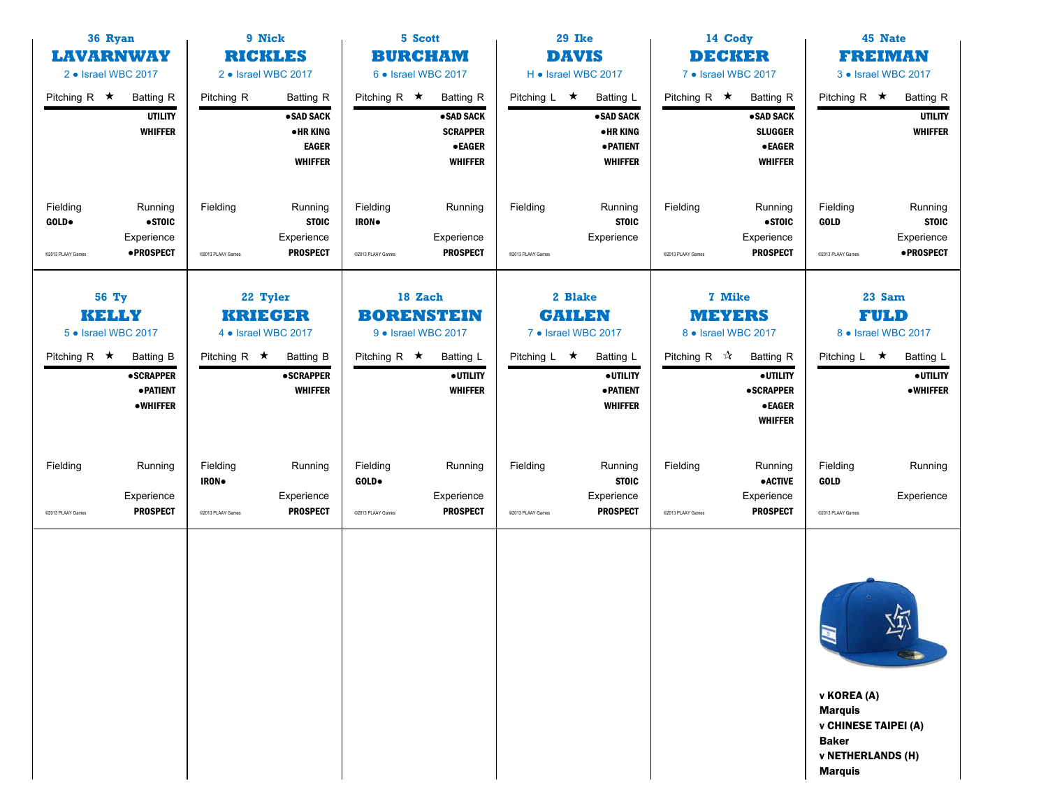### 36 Ryan
## LAVARNWAY
2 • Israel WBC 2017

Pitching R ★ Batting R

UTILITY
WHIFFER

Fielding: GOLD●
Running: ●STOIC
Experience: ●PROSPECT

©2013 PLAAY Games

---

### 9 Nick
## RICKLES
2 • Israel WBC 2017

Pitching R Batting R

●SAD SACK
●HR KING
EAGER
WHIFFER

Fielding:
Running: STOIC
Experience: PROSPECT

©2013 PLAAY Games

---

### 5 Scott
## BURCHAM
6 • Israel WBC 2017

Pitching R ★ Batting R

●SAD SACK
SCRAPPER
●EAGER
WHIFFER

Fielding: IRON●
Running:
Experience: PROSPECT

©2013 PLAAY Games

---

### 29 Ike
## DAVIS
H • Israel WBC 2017

Pitching L ★ Batting L

●SAD SACK
●HR KING
●PATIENT
WHIFFER

Fielding:
Running: STOIC
Experience:

©2013 PLAAY Games

---

### 14 Cody
## DECKER
7 • Israel WBC 2017

Pitching R ★ Batting R

●SAD SACK
SLUGGER
●EAGER
WHIFFER

Fielding:
Running: ●STOIC
Experience: PROSPECT

©2013 PLAAY Games

---

### 45 Nate
## FREIMAN
3 • Israel WBC 2017

Pitching R ★ Batting R

UTILITY
WHIFFER

Fielding: GOLD
Running: STOIC
Experience: ●PROSPECT

©2013 PLAAY Games

---

### 56 Ty
## KELLY
5 • Israel WBC 2017

Pitching R ★ Batting B

●SCRAPPER
●PATIENT
●WHIFFER

Fielding:
Running:
Experience: PROSPECT

©2013 PLAAY Games

---

### 22 Tyler
## KRIEGER
4 • Israel WBC 2017

Pitching R ★ Batting B

●SCRAPPER
WHIFFER

Fielding: IRON●
Running:
Experience: PROSPECT

©2013 PLAAY Games

---

### 18 Zach
## BORENSTEIN
9 • Israel WBC 2017

Pitching R ★ Batting L

●UTILITY
WHIFFER

Fielding: GOLD●
Running:
Experience: PROSPECT

©2013 PLAAY Games

---

### 2 Blake
## GAILEN
7 • Israel WBC 2017

Pitching L ★ Batting L

●UTILITY
●PATIENT
WHIFFER

Fielding:
Running: STOIC
Experience: PROSPECT

©2013 PLAAY Games

---

### 7 Mike
## MEYERS
8 • Israel WBC 2017

Pitching R ☆ Batting R

●UTILITY
●SCRAPPER
●EAGER
WHIFFER

Fielding:
Running: ●ACTIVE
Experience: PROSPECT

©2013 PLAAY Games

---

### 23 Sam
## FULD
8 • Israel WBC 2017

Pitching L ★ Batting L

●UTILITY
●WHIFFER

Fielding: GOLD
Running:
Experience:

©2013 PLAAY Games

---

**v KOREA (A)**
**Marquis**
**v CHINESE TAIPEI (A)**
**Baker**
**v NETHERLANDS (H)**
**Marquis**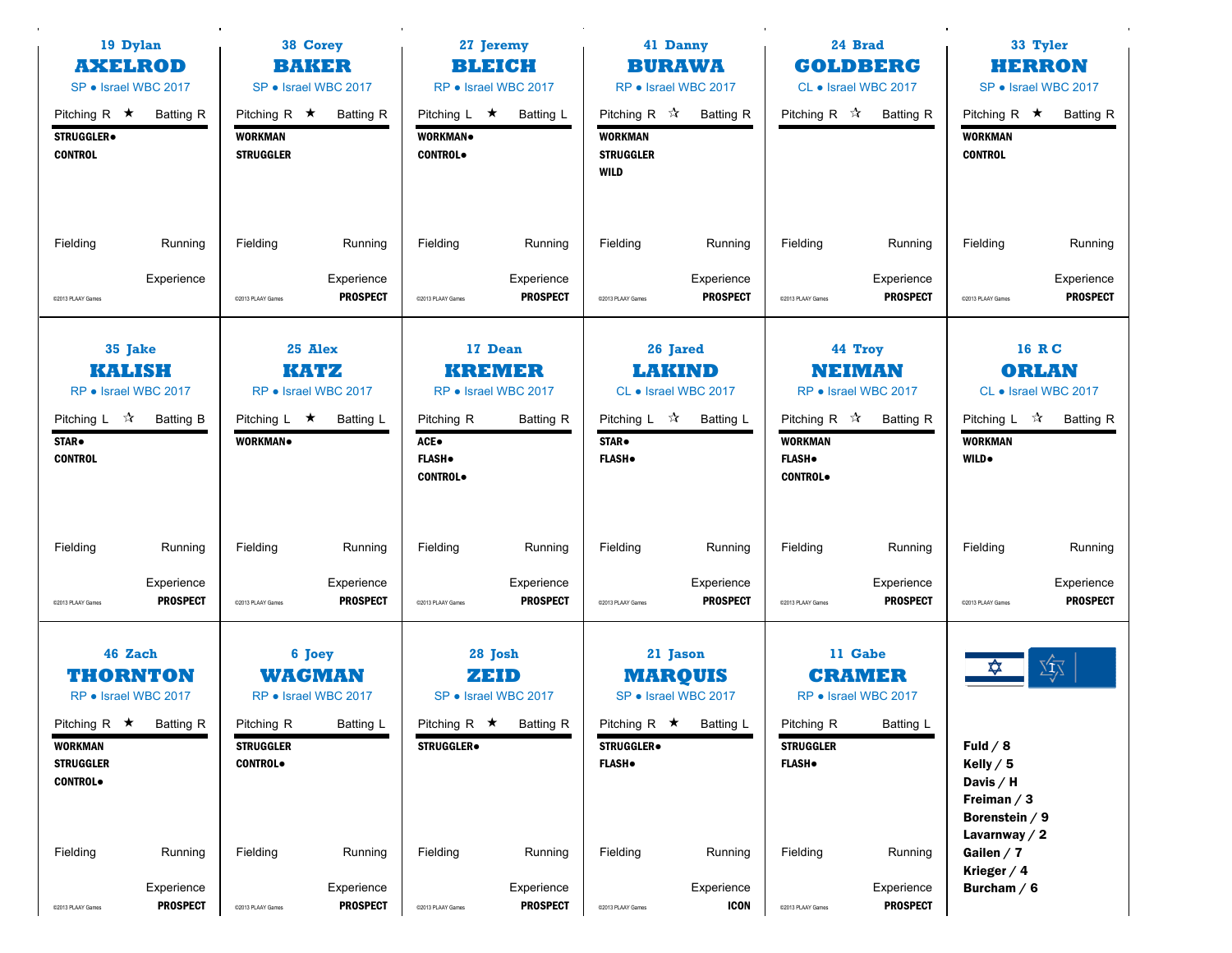## 19 Dylan
## AXELROD
SP • Israel WBC 2017

Pitching R ★ Batting R

**STRUGGLER•**
**CONTROL**

Fielding Running

Experience **PROSPECT**

©2013 PLAAY Games

## 38 Corey
## BAKER
SP • Israel WBC 2017

Pitching R ★ Batting R

**WORKMAN**
**STRUGGLER**

Fielding Running

Experience **PROSPECT**

©2013 PLAAY Games

## 27 Jeremy
## BLEICH
RP • Israel WBC 2017

Pitching L ★ Batting L

**WORKMAN•**
**CONTROL•**

Fielding Running

Experience **PROSPECT**

©2013 PLAAY Games

## 41 Danny
## BURAWA
RP • Israel WBC 2017

Pitching R ☆ Batting R

**WORKMAN**
**STRUGGLER**
**WILD**

Fielding Running

Experience **PROSPECT**

©2013 PLAAY Games

## 24 Brad
## GOLDBERG
CL • Israel WBC 2017

Pitching R ☆ Batting R

Fielding Running

Experience **PROSPECT**

©2013 PLAAY Games

## 33 Tyler
## HERRON
SP • Israel WBC 2017

Pitching R ★ Batting R

**WORKMAN**
**CONTROL**

Fielding Running

Experience **PROSPECT**

©2013 PLAAY Games

## 35 Jake
## KALISH
RP • Israel WBC 2017

Pitching L ☆ Batting B

**STAR•**
**CONTROL**

Fielding Running

Experience **PROSPECT**

©2013 PLAAY Games

## 25 Alex
## KATZ
RP • Israel WBC 2017

Pitching L ★ Batting L

**WORKMAN•**

Fielding Running

Experience **PROSPECT**

©2013 PLAAY Games

## 17 Dean
## KREMER
RP • Israel WBC 2017

Pitching R Batting R

**ACE•**
**FLASH•**
**CONTROL•**

Fielding Running

Experience **PROSPECT**

©2013 PLAAY Games

## 26 Jared
## LAKIND
CL • Israel WBC 2017

Pitching L ☆ Batting L

**STAR•**
**FLASH•**

Fielding Running

Experience **PROSPECT**

©2013 PLAAY Games

## 44 Troy
## NEIMAN
RP • Israel WBC 2017

Pitching R ☆ Batting R

**WORKMAN**
**FLASH•**
**CONTROL•**

Fielding Running

Experience **PROSPECT**

©2013 PLAAY Games

## 16 R C
## ORLAN
CL • Israel WBC 2017

Pitching L ☆ Batting R

**WORKMAN**
**WILD•**

Fielding Running

Experience **PROSPECT**

©2013 PLAAY Games

## 46 Zach
## THORNTON
RP • Israel WBC 2017

Pitching R ★ Batting R

**WORKMAN**
**STRUGGLER**
**CONTROL•**

Fielding Running

Experience **PROSPECT**

©2013 PLAAY Games

## 6 Joey
## WAGMAN
RP • Israel WBC 2017

Pitching R Batting L

**STRUGGLER**
**CONTROL•**

Fielding Running

Experience **PROSPECT**

©2013 PLAAY Games

## 28 Josh
## ZEID
SP • Israel WBC 2017

Pitching R ★ Batting R

**STRUGGLER•**

Fielding Running

Experience **PROSPECT**

©2013 PLAAY Games

## 21 Jason
## MARQUIS
SP • Israel WBC 2017

Pitching R ★ Batting L

**STRUGGLER•**
**FLASH•**

Fielding Running

Experience **ICON**

©2013 PLAAY Games

## 11 Gabe
## CRAMER
RP • Israel WBC 2017

Pitching R Batting L

**STRUGGLER**
**FLASH•**

Fielding Running

Experience **PROSPECT**

©2013 PLAAY Games

**Fuld / 8**
**Kelly / 5**
**Davis / H**
**Freiman / 3**
**Borenstein / 9**
**Lavarnway / 2**
**Gailen / 7**
**Krieger / 4**
**Burcham / 6**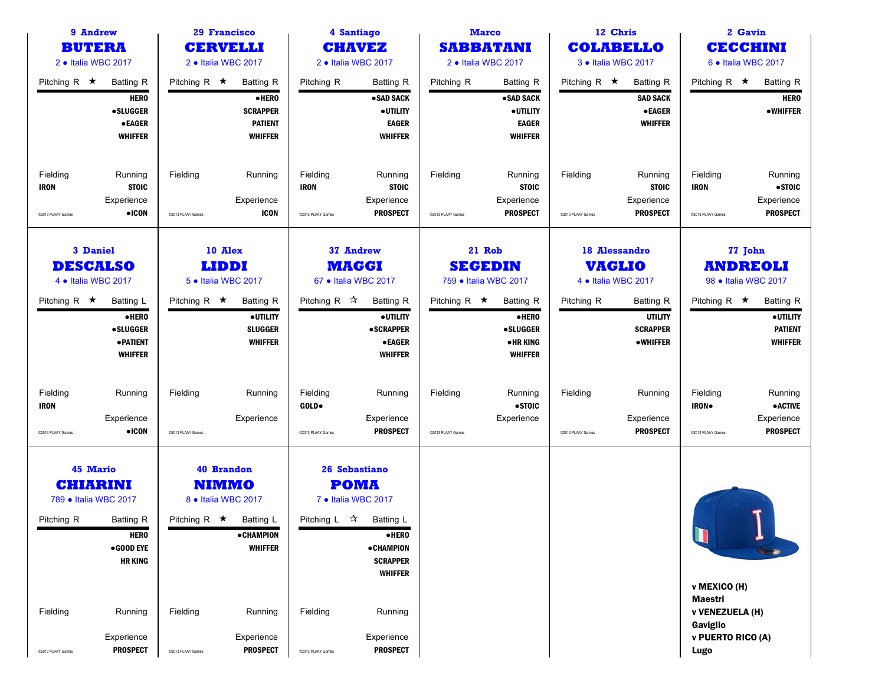### 9 Andrew
## BUTERA
2 • Italia WBC 2017

Pitching R ★ | Batting R

HERO
●SLUGGER
●EAGER
WHIFFER

Fielding: IRON
Running: STOIC
Experience: ●ICON

©2013 PLAAY Games

---

### 29 Francisco
## CERVELLI
2 • Italia WBC 2017

Pitching R ★ | Batting R

●HERO
SCRAPPER
PATIENT
WHIFFER

Fielding
Running
Experience: ICON

©2013 PLAAY Games

---

### 4 Santiago
## CHAVEZ
2 • Italia WBC 2017

Pitching R | Batting R

●SAD SACK
●UTILITY
EAGER
WHIFFER

Fielding: IRON
Running: STOIC
Experience: PROSPECT

©2013 PLAAY Games

---

### Marco
## SABBATANI
2 • Italia WBC 2017

Pitching R | Batting R

●SAD SACK
●UTILITY
EAGER
WHIFFER

Fielding
Running: STOIC
Experience: PROSPECT

©2013 PLAAY Games

---

### 12 Chris
## COLABELLO
3 • Italia WBC 2017

Pitching R ★ | Batting R

SAD SACK
●EAGER
WHIFFER

Fielding
Running: STOIC
Experience: PROSPECT

©2013 PLAAY Games

---

### 2 Gavin
## CECCHINI
6 • Italia WBC 2017

Pitching R ★ | Batting R

HERO
●WHIFFER

Fielding: IRON
Running: ●STOIC
Experience: PROSPECT

©2013 PLAAY Games

---

### 3 Daniel
## DESCALSO
4 • Italia WBC 2017

Pitching R ★ | Batting L

●HERO
●SLUGGER
●PATIENT
WHIFFER

Fielding: IRON
Running
Experience: ●ICON

©2013 PLAAY Games

---

### 10 Alex
## LIDDI
5 • Italia WBC 2017

Pitching R ★ | Batting R

●UTILITY
SLUGGER
WHIFFER

Fielding
Running
Experience

©2013 PLAAY Games

---

### 37 Andrew
## MAGGI
67 • Italia WBC 2017

Pitching R ☆ | Batting R

●UTILITY
●SCRAPPER
●EAGER
WHIFFER

Fielding: GOLD●
Running
Experience: PROSPECT

©2013 PLAAY Games

---

### 21 Rob
## SEGEDIN
759 • Italia WBC 2017

Pitching R ★ | Batting R

●HERO
●SLUGGER
●HR KING
WHIFFER

Fielding
Running: ●STOIC
Experience

©2013 PLAAY Games

---

### 18 Alessandro
## VAGLIO
4 • Italia WBC 2017

Pitching R | Batting R

UTILITY
SCRAPPER
●WHIFFER

Fielding
Running
Experience: PROSPECT

©2013 PLAAY Games

---

### 77 John
## ANDREOLI
98 • Italia WBC 2017

Pitching R ★ | Batting R

●UTILITY
PATIENT
WHIFFER

Fielding: IRON●
Running: ●ACTIVE
Experience: PROSPECT

©2013 PLAAY Games

---

### 45 Mario
## CHIARINI
789 • Italia WBC 2017

Pitching R | Batting R

HERO
●GOOD EYE
HR KING

Fielding
Running
Experience: PROSPECT

©2013 PLAAY Games

---

### 40 Brandon
## NIMMO
8 • Italia WBC 2017

Pitching R ★ | Batting L

●CHAMPION
WHIFFER

Fielding
Running
Experience: PROSPECT

©2013 PLAAY Games

---

### 26 Sebastiano
## POMA
7 • Italia WBC 2017

Pitching L ☆ | Batting L

●HERO
●CHAMPION
SCRAPPER
WHIFFER

Fielding
Running
Experience: PROSPECT

©2013 PLAAY Games

---

**v MEXICO (H)**
**Maestri**
**v VENEZUELA (H)**
**Gaviglio**
**v PUERTO RICO (A)**
**Lugo**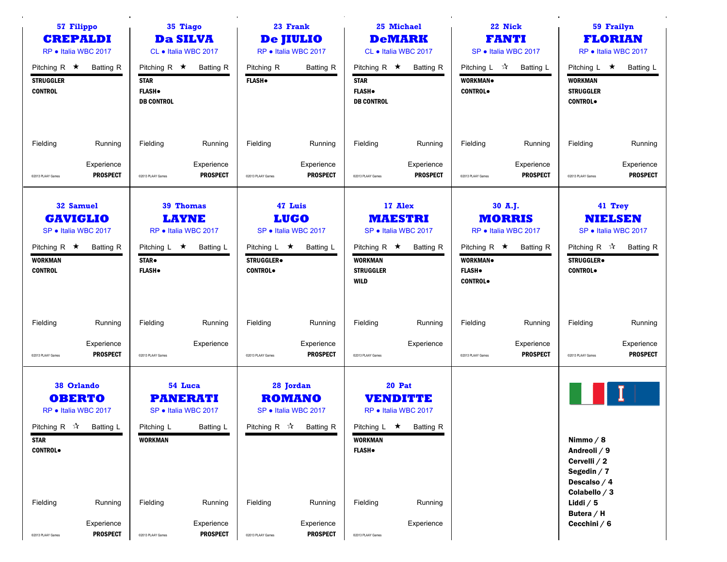57 Filippo
## CREPALDI
RP • Italia WBC 2017

Pitching R ★ Batting R

**STRUGGLER**
**CONTROL**

Fielding Running

Experience **PROSPECT**

©2013 PLAAY Games

---

35 Tiago
## Da SILVA
CL • Italia WBC 2017

Pitching R ★ Batting R

**STAR**
**FLASH•**
**DB CONTROL**

Fielding Running

Experience **PROSPECT**

©2013 PLAAY Games

---

23 Frank
## De JIULIO
RP • Italia WBC 2017

Pitching R Batting R

**FLASH•**

Fielding Running

Experience **PROSPECT**

©2013 PLAAY Games

---

25 Michael
## DeMARK
CL • Italia WBC 2017

Pitching R ★ Batting R

**STAR**
**FLASH•**
**DB CONTROL**

Fielding Running

Experience **PROSPECT**

©2013 PLAAY Games

---

22 Nick
## FANTI
SP • Italia WBC 2017

Pitching L ☆ Batting L

**WORKMAN•**
**CONTROL•**

Fielding Running

Experience **PROSPECT**

©2013 PLAAY Games

---

59 Frailyn
## FLORIAN
RP • Italia WBC 2017

Pitching L ★ Batting L

**WORKMAN**
**STRUGGLER**
**CONTROL•**

Fielding Running

Experience **PROSPECT**

©2013 PLAAY Games

---

32 Samuel
## GAVIGLIO
SP • Italia WBC 2017

Pitching R ★ Batting R

**WORKMAN**
**CONTROL**

Fielding Running

Experience **PROSPECT**

©2013 PLAAY Games

---

39 Thomas
## LAYNE
RP • Italia WBC 2017

Pitching L ★ Batting L

**STAR•**
**FLASH•**

Fielding Running

Experience

©2013 PLAAY Games

---

47 Luis
## LUGO
SP • Italia WBC 2017

Pitching L ★ Batting L

**STRUGGLER•**
**CONTROL•**

Fielding Running

Experience **PROSPECT**

©2013 PLAAY Games

---

17 Alex
## MAESTRI
SP • Italia WBC 2017

Pitching R ★ Batting R

**WORKMAN**
**STRUGGLER**
**WILD**

Fielding Running

Experience

©2013 PLAAY Games

---

30 A.J.
## MORRIS
RP • Italia WBC 2017

Pitching R ★ Batting R

**WORKMAN•**
**FLASH•**
**CONTROL•**

Fielding Running

Experience **PROSPECT**

©2013 PLAAY Games

---

41 Trey
## NIELSEN
SP • Italia WBC 2017

Pitching R ☆ Batting R

**STRUGGLER•**
**CONTROL•**

Fielding Running

Experience **PROSPECT**

©2013 PLAAY Games

---

38 Orlando
## OBERTO
RP • Italia WBC 2017

Pitching R ☆ Batting L

**STAR**
**CONTROL•**

Fielding Running

Experience **PROSPECT**

©2013 PLAAY Games

---

54 Luca
## PANERATI
SP • Italia WBC 2017

Pitching L Batting L

**WORKMAN**

Fielding Running

Experience **PROSPECT**

©2013 PLAAY Games

---

28 Jordan
## ROMANO
SP • Italia WBC 2017

Pitching R ☆ Batting R

Fielding Running

Experience **PROSPECT**

©2013 PLAAY Games

---

20 Pat
## VENDITTE
RP • Italia WBC 2017

Pitching L ★ Batting R

**WORKMAN**
**FLASH•**

Fielding Running

Experience

©2013 PLAAY Games

---

**Nimmo / 8**
**Andreoli / 9**
**Cervelli / 2**
**Segedin / 7**
**Descalso / 4**
**Colabello / 3**
**Liddi / 5**
**Butera / H**
**Cecchini / 6**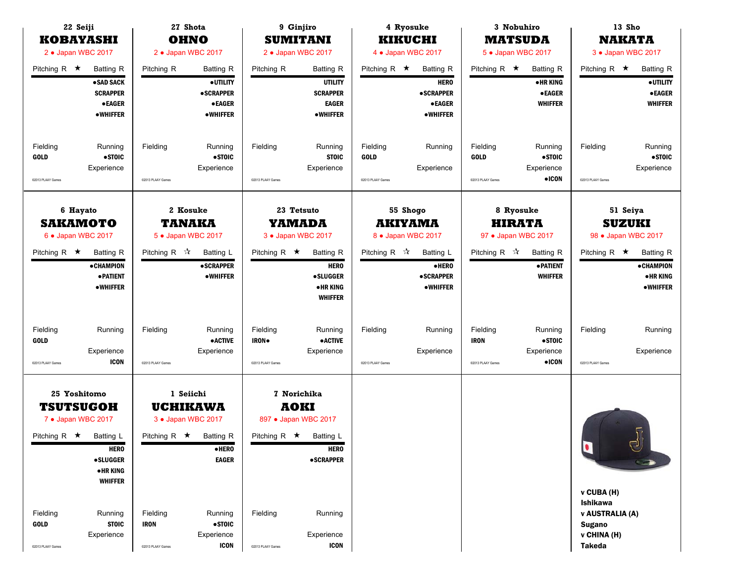**22 Seiji**
## KOBAYASHI
2 • Japan WBC 2017

Pitching R ★ Batting R

- ●SAD SACK
- SCRAPPER
- ●EAGER
- ●WHIFFER

Fielding: GOLD
Running: ●STOIC
Experience

©2013 PLAAY Games

---

**27 Shota**
## OHNO
2 • Japan WBC 2017

Pitching R Batting R

- ●UTILITY
- ●SCRAPPER
- ●EAGER
- ●WHIFFER

Fielding
Running: ●STOIC
Experience

©2013 PLAAY Games

---

**9 Ginjiro**
## SUMITANI
2 • Japan WBC 2017

Pitching R Batting R

- UTILITY
- SCRAPPER
- EAGER
- ●WHIFFER

Fielding
Running: STOIC
Experience

©2013 PLAAY Games

---

**4 Ryosuke**
## KIKUCHI
4 • Japan WBC 2017

Pitching R ★ Batting R

- HERO
- ●SCRAPPER
- ●EAGER
- ●WHIFFER

Fielding: GOLD
Running
Experience

©2013 PLAAY Games

---

**3 Nobuhiro**
## MATSUDA
5 • Japan WBC 2017

Pitching R ★ Batting R

- ●HR KING
- ●EAGER
- WHIFFER

Fielding: GOLD
Running: ●STOIC
Experience: ●ICON

©2013 PLAAY Games

---

**13 Sho**
## NAKATA
3 • Japan WBC 2017

Pitching R ★ Batting R

- ●UTILITY
- ●EAGER
- WHIFFER

Fielding
Running: ●STOIC
Experience

©2013 PLAAY Games

---

**6 Hayato**
## SAKAMOTO
6 • Japan WBC 2017

Pitching R ★ Batting R

- ●CHAMPION
- ●PATIENT
- ●WHIFFER

Fielding: GOLD
Running
Experience: ICON

©2013 PLAAY Games

---

**2 Kosuke**
## TANAKA
5 • Japan WBC 2017

Pitching R ☆ Batting L

- ●SCRAPPER
- ●WHIFFER

Fielding
Running: ●ACTIVE
Experience

©2013 PLAAY Games

---

**23 Tetsuto**
## YAMADA
3 • Japan WBC 2017

Pitching R ★ Batting R

- HERO
- ●SLUGGER
- ●HR KING
- WHIFFER

Fielding: IRON●
Running: ●ACTIVE
Experience

©2013 PLAAY Games

---

**55 Shogo**
## AKIYAMA
8 • Japan WBC 2017

Pitching R ☆ Batting L

- ●HERO
- ●SCRAPPER
- ●WHIFFER

Fielding
Running
Experience

©2013 PLAAY Games

---

**8 Ryosuke**
## HIRATA
97 • Japan WBC 2017

Pitching R ☆ Batting R

- ●PATIENT
- WHIFFER

Fielding: IRON
Running: ●STOIC
Experience: ●ICON

©2013 PLAAY Games

---

**51 Seiya**
## SUZUKI
98 • Japan WBC 2017

Pitching R ★ Batting R

- ●CHAMPION
- ●HR KING
- ●WHIFFER

Fielding
Running
Experience

©2013 PLAAY Games

---

**25 Yoshitomo**
## TSUTSUGOH
7 • Japan WBC 2017

Pitching R ★ Batting L

- HERO
- ●SLUGGER
- ●HR KING
- WHIFFER

Fielding: GOLD
Running: STOIC
Experience

©2013 PLAAY Games

---

**1 Seiichi**
## UCHIKAWA
3 • Japan WBC 2017

Pitching R ★ Batting R

- ●HERO
- EAGER

Fielding: IRON
Running: ●STOIC
Experience: ICON

©2013 PLAAY Games

---

**7 Norichika**
## AOKI
897 • Japan WBC 2017

Pitching R ★ Batting L

- HERO
- ●SCRAPPER

Fielding
Running
Experience: ICON

©2013 PLAAY Games

---

**v CUBA (H)**
Ishikawa
**v AUSTRALIA (A)**
Sugano
**v CHINA (H)**
Takeda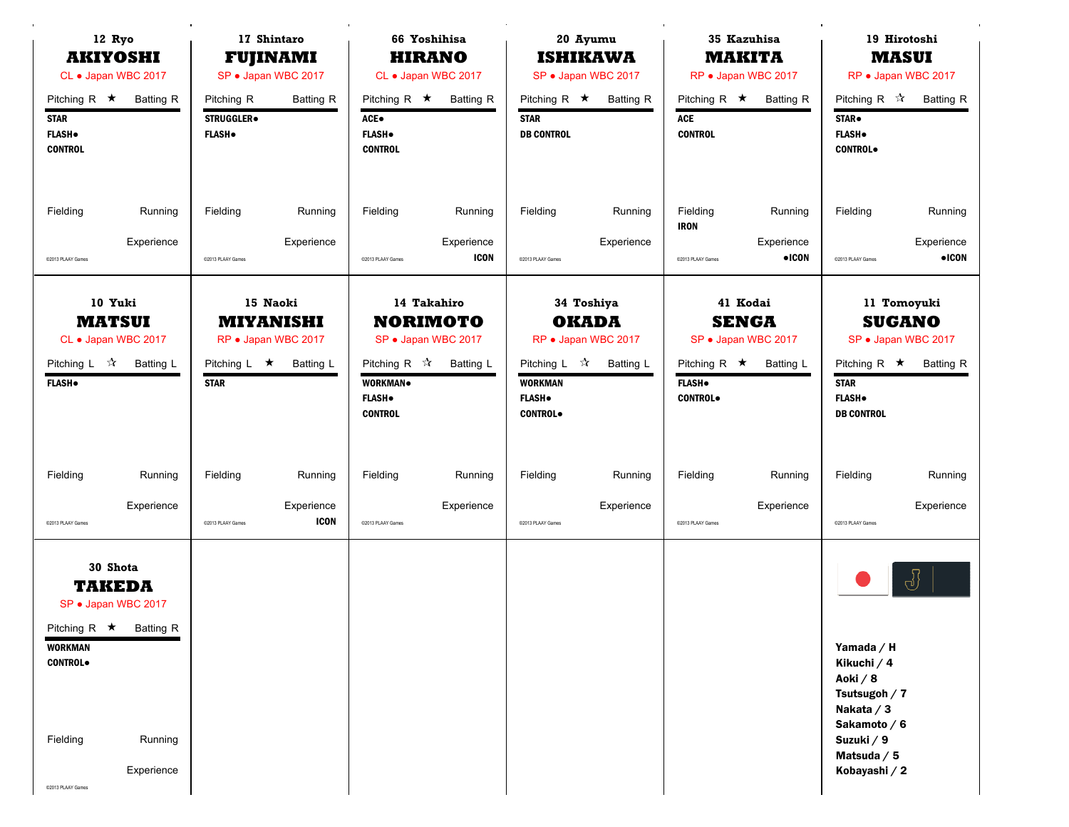## 12 Ryo AKIYOSHI

CL • Japan WBC 2017

Pitching R ★ Batting R

**STAR**
**FLASH•**
**CONTROL**

Fielding | Running

Experience

©2013 PLAAY Games

## 17 Shintaro FUJINAMI

SP • Japan WBC 2017

Pitching R Batting R

**STRUGGLER•**
**FLASH•**

Fielding | Running

Experience

©2013 PLAAY Games

## 66 Yoshihisa HIRANO

CL • Japan WBC 2017

Pitching R ★ Batting R

**ACE•**
**FLASH•**
**CONTROL**

Fielding | Running

Experience
**ICON**

©2013 PLAAY Games

## 20 Ayumu ISHIKAWA

SP • Japan WBC 2017

Pitching R ★ Batting R

**STAR**
**DB CONTROL**

Fielding | Running

Experience

©2013 PLAAY Games

## 35 Kazuhisa MAKITA

RP • Japan WBC 2017

Pitching R ★ Batting R

**ACE**
**CONTROL**

Fielding | Running
**IRON**

Experience
**•ICON**

©2013 PLAAY Games

## 19 Hirotoshi MASUI

RP • Japan WBC 2017

Pitching R ☆ Batting R

**STAR•**
**FLASH•**
**CONTROL•**

Fielding | Running

Experience
**•ICON**

©2013 PLAAY Games

## 10 Yuki MATSUI

CL • Japan WBC 2017

Pitching L ☆ Batting L

**FLASH•**

Fielding | Running

Experience

©2013 PLAAY Games

## 15 Naoki MIYANISHI

RP • Japan WBC 2017

Pitching L ★ Batting L

**STAR**

Fielding | Running

Experience
**ICON**

©2013 PLAAY Games

## 14 Takahiro NORIMOTO

SP • Japan WBC 2017

Pitching R ☆ Batting L

**WORKMAN•**
**FLASH•**
**CONTROL**

Fielding | Running

Experience

©2013 PLAAY Games

## 34 Toshiya OKADA

RP • Japan WBC 2017

Pitching L ☆ Batting L

**WORKMAN**
**FLASH•**
**CONTROL•**

Fielding | Running

Experience

©2013 PLAAY Games

## 41 Kodai SENGA

SP • Japan WBC 2017

Pitching R ★ Batting L

**FLASH•**
**CONTROL•**

Fielding | Running

Experience

©2013 PLAAY Games

## 11 Tomoyuki SUGANO

SP • Japan WBC 2017

Pitching R ★ Batting R

**STAR**
**FLASH•**
**DB CONTROL**

Fielding | Running

Experience

©2013 PLAAY Games

## 30 Shota TAKEDA

SP • Japan WBC 2017

Pitching R ★ Batting R

**WORKMAN**
**CONTROL•**

Fielding | Running

Experience

©2013 PLAAY Games

---

**Yamada / H**
**Kikuchi / 4**
**Aoki / 8**
**Tsutsugoh / 7**
**Nakata / 3**
**Sakamoto / 6**
**Suzuki / 9**
**Matsuda / 5**
**Kobayashi / 2**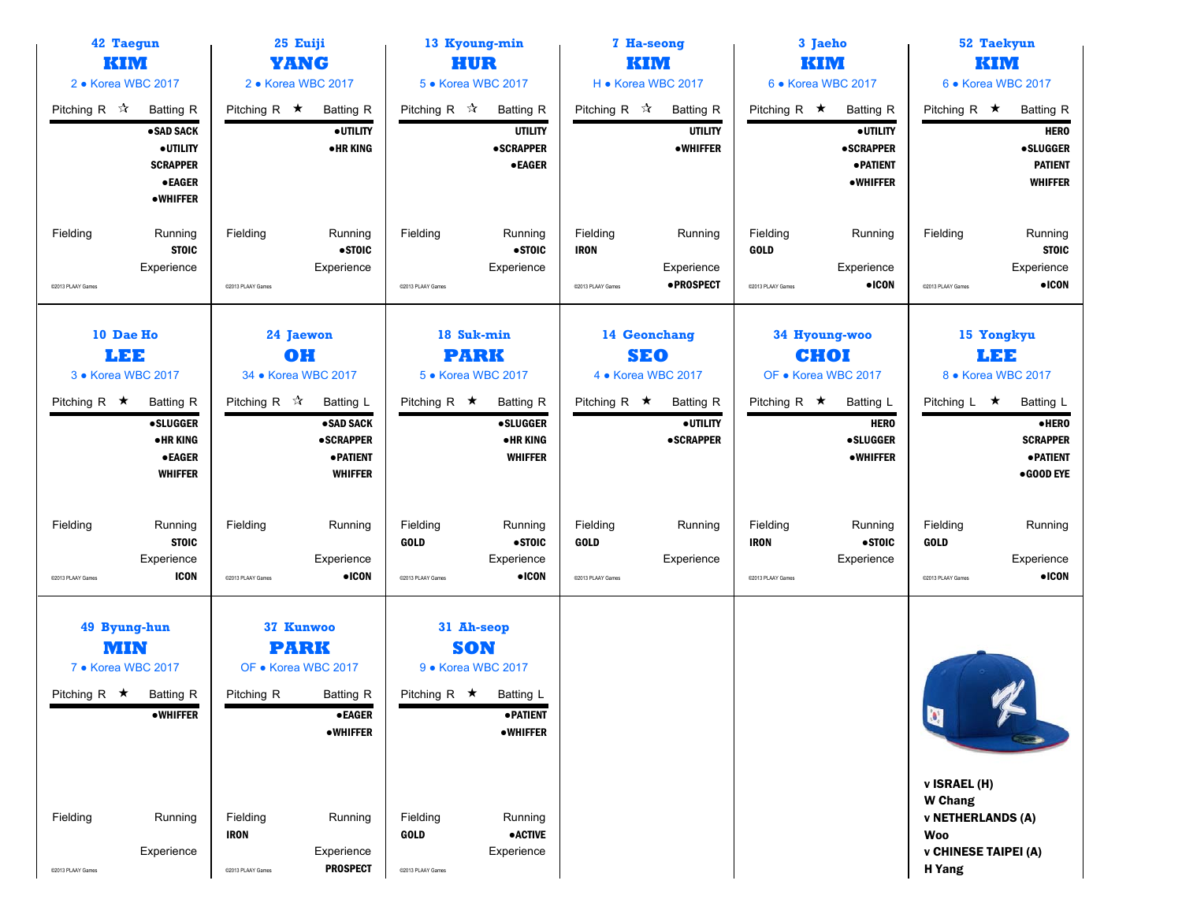### 42 Taegun **KIM**
2 • Korea WBC 2017

Pitching R ☆ Batting R

●SAD SACK
●UTILITY
SCRAPPER
●EAGER
●WHIFFER

Fielding — Running: STOIC

Experience

©2013 PLAAY Games

---

### 25 Euiji **YANG**
2 • Korea WBC 2017

Pitching R ★ Batting R

●UTILITY
●HR KING

Fielding — Running: ●STOIC

Experience

©2013 PLAAY Games

---

### 13 Kyoung-min **HUR**
5 • Korea WBC 2017

Pitching R ☆ Batting R

UTILITY
●SCRAPPER
●EAGER

Fielding — Running: ●STOIC

Experience

©2013 PLAAY Games

---

### 7 Ha-seong **KIM**
H • Korea WBC 2017

Pitching R ☆ Batting R

UTILITY
●WHIFFER

Fielding: IRON — Running

Experience: ●PROSPECT

©2013 PLAAY Games

---

### 3 Jaeho **KIM**
6 • Korea WBC 2017

Pitching R ★ Batting R

●UTILITY
●SCRAPPER
●PATIENT
●WHIFFER

Fielding: GOLD — Running

Experience: ●ICON

©2013 PLAAY Games

---

### 52 Taekyun **KIM**
6 • Korea WBC 2017

Pitching R ★ Batting R

HERO
●SLUGGER
PATIENT
WHIFFER

Fielding — Running: STOIC

Experience: ●ICON

©2013 PLAAY Games

---

### 10 Dae Ho **LEE**
3 • Korea WBC 2017

Pitching R ★ Batting R

●SLUGGER
●HR KING
●EAGER
WHIFFER

Fielding — Running: STOIC

Experience: ICON

©2013 PLAAY Games

---

### 24 Jaewon **OH**
34 • Korea WBC 2017

Pitching R ☆ Batting L

●SAD SACK
●SCRAPPER
●PATIENT
WHIFFER

Fielding — Running

Experience: ●ICON

©2013 PLAAY Games

---

### 18 Suk-min **PARK**
5 • Korea WBC 2017

Pitching R ★ Batting R

●SLUGGER
●HR KING
WHIFFER

Fielding: GOLD — Running: ●STOIC

Experience: ●ICON

©2013 PLAAY Games

---

### 14 Geonchang **SEO**
4 • Korea WBC 2017

Pitching R ★ Batting R

●UTILITY
●SCRAPPER

Fielding: GOLD — Running

Experience

©2013 PLAAY Games

---

### 34 Hyoung-woo **CHOI**
OF • Korea WBC 2017

Pitching R ★ Batting L

HERO
●SLUGGER
●WHIFFER

Fielding: IRON — Running: ●STOIC

Experience

©2013 PLAAY Games

---

### 15 Yongkyu **LEE**
8 • Korea WBC 2017

Pitching L ★ Batting L

●HERO
SCRAPPER
●PATIENT
●GOOD EYE

Fielding: GOLD — Running

Experience: ●ICON

©2013 PLAAY Games

---

### 49 Byung-hun **MIN**
7 • Korea WBC 2017

Pitching R ★ Batting R

●WHIFFER

Fielding — Running

Experience

©2013 PLAAY Games

---

### 37 Kunwoo **PARK**
OF • Korea WBC 2017

Pitching R Batting R

●EAGER
●WHIFFER

Fielding: IRON — Running

Experience: PROSPECT

©2013 PLAAY Games

---

### 31 Ah-seop **SON**
9 • Korea WBC 2017

Pitching R ★ Batting L

●PATIENT
●WHIFFER

Fielding: GOLD — Running: ●ACTIVE

Experience

©2013 PLAAY Games

---

**v ISRAEL (H)**
**W Chang**
**v NETHERLANDS (A)**
**Woo**
**v CHINESE TAIPEI (A)**
**H Yang**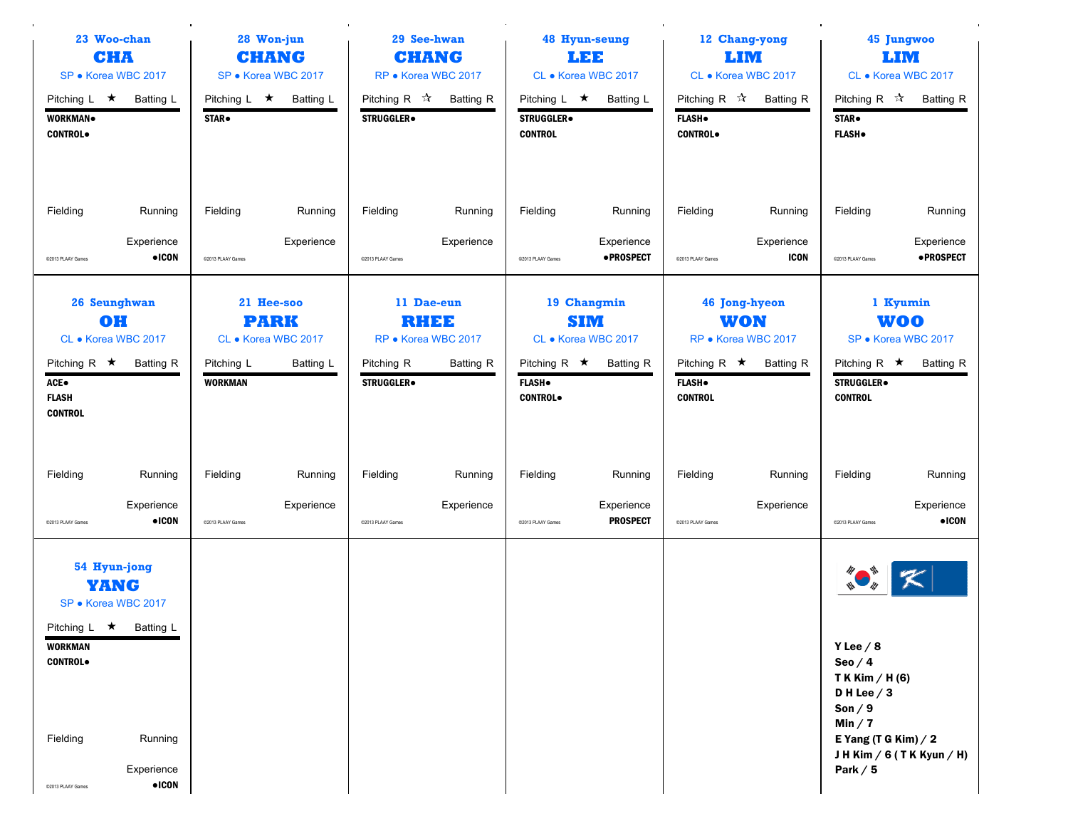### 23 Woo-chan
## CHA
SP • Korea WBC 2017

Pitching L ★ Batting L

**WORKMAN•**
**CONTROL•**

Fielding Running

Experience
**•ICON**

©2013 PLAAY Games

---

### 28 Won-jun
## CHANG
SP • Korea WBC 2017

Pitching L ★ Batting L

**STAR•**

Fielding Running

Experience

©2013 PLAAY Games

---

### 29 See-hwan
## CHANG
RP • Korea WBC 2017

Pitching R ☆ Batting R

**STRUGGLER•**

Fielding Running

Experience

©2013 PLAAY Games

---

### 48 Hyun-seung
## LEE
CL • Korea WBC 2017

Pitching L ★ Batting L

**STRUGGLER•**
**CONTROL**

Fielding Running

Experience
**•PROSPECT**

©2013 PLAAY Games

---

### 12 Chang-yong
## LIM
CL • Korea WBC 2017

Pitching R ☆ Batting R

**FLASH•**
**CONTROL•**

Fielding Running

Experience
**ICON**

©2013 PLAAY Games

---

### 45 Jungwoo
## LIM
CL • Korea WBC 2017

Pitching R ☆ Batting R

**STAR•**
**FLASH•**

Fielding Running

Experience
**•PROSPECT**

©2013 PLAAY Games

---

### 26 Seunghwan
## OH
CL • Korea WBC 2017

Pitching R ★ Batting R

**ACE•**
**FLASH**
**CONTROL**

Fielding Running

Experience
**•ICON**

©2013 PLAAY Games

---

### 21 Hee-soo
## PARK
CL • Korea WBC 2017

Pitching L Batting L

**WORKMAN**

Fielding Running

Experience

©2013 PLAAY Games

---

### 11 Dae-eun
## RHEE
RP • Korea WBC 2017

Pitching R Batting R

**STRUGGLER•**

Fielding Running

Experience

©2013 PLAAY Games

---

### 19 Changmin
## SIM
CL • Korea WBC 2017

Pitching R ★ Batting R

**FLASH•**
**CONTROL•**

Fielding Running

Experience
**PROSPECT**

©2013 PLAAY Games

---

### 46 Jong-hyeon
## WON
RP • Korea WBC 2017

Pitching R ★ Batting R

**FLASH•**
**CONTROL**

Fielding Running

Experience

©2013 PLAAY Games

---

### 1 Kyumin
## WOO
SP • Korea WBC 2017

Pitching R ★ Batting R

**STRUGGLER•**
**CONTROL**

Fielding Running

Experience
**•ICON**

©2013 PLAAY Games

---

### 54 Hyun-jong
## YANG
SP • Korea WBC 2017

Pitching L ★ Batting L

**WORKMAN**
**CONTROL•**

Fielding Running

Experience
**•ICON**

©2013 PLAAY Games

---

**Y Lee / 8**
**Seo / 4**
**T K Kim / H (6)**
**D H Lee / 3**
**Son / 9**
**Min / 7**
**E Yang (T G Kim) / 2**
**J H Kim / 6 ( T K Kyun / H)**
**Park / 5**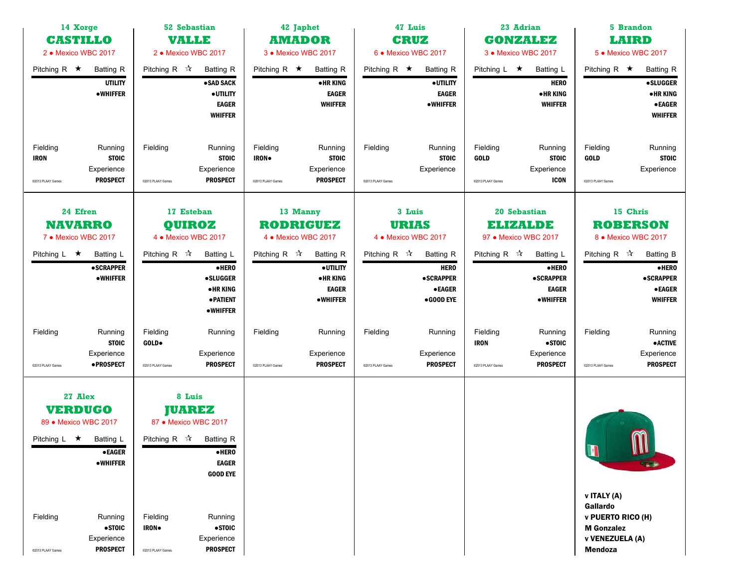## 14 Xorge CASTILLO
2 • Mexico WBC 2017

Pitching R ★ Batting R

- UTILITY
- •WHIFFER

Fielding: IRON
Running: STOIC
Experience: PROSPECT

©2013 PLAAY Games

## 52 Sebastian VALLE
2 • Mexico WBC 2017

Pitching R ☆ Batting R

- •SAD SACK
- •UTILITY
- EAGER
- WHIFFER

Fielding:
Running: STOIC
Experience: PROSPECT

©2013 PLAAY Games

## 42 Japhet AMADOR
3 • Mexico WBC 2017

Pitching R ★ Batting R

- •HR KING
- EAGER
- WHIFFER

Fielding: IRON•
Running: STOIC
Experience: PROSPECT

©2013 PLAAY Games

## 47 Luis CRUZ
6 • Mexico WBC 2017

Pitching R ★ Batting R

- •UTILITY
- EAGER
- •WHIFFER

Fielding:
Running: STOIC
Experience:

©2013 PLAAY Games

## 23 Adrian GONZALEZ
3 • Mexico WBC 2017

Pitching L ★ Batting L

- HERO
- •HR KING
- WHIFFER

Fielding: GOLD
Running: STOIC
Experience: ICON

©2013 PLAAY Games

## 5 Brandon LAIRD
5 • Mexico WBC 2017

Pitching R ★ Batting R

- •SLUGGER
- •HR KING
- •EAGER
- WHIFFER

Fielding: GOLD
Running: STOIC
Experience:

©2013 PLAAY Games

## 24 Efren NAVARRO
7 • Mexico WBC 2017

Pitching L ★ Batting L

- •SCRAPPER
- •WHIFFER

Fielding:
Running: STOIC
Experience: •PROSPECT

©2013 PLAAY Games

## 17 Esteban QUIROZ
4 • Mexico WBC 2017

Pitching R ☆ Batting L

- •HERO
- •SLUGGER
- •HR KING
- •PATIENT
- •WHIFFER

Fielding: GOLD•
Running:
Experience: PROSPECT

©2013 PLAAY Games

## 13 Manny RODRIGUEZ
4 • Mexico WBC 2017

Pitching R ☆ Batting R

- •UTILITY
- •HR KING
- EAGER
- •WHIFFER

Fielding:
Running:
Experience: PROSPECT

©2013 PLAAY Games

## 3 Luis URIAS
4 • Mexico WBC 2017

Pitching R ☆ Batting R

- HERO
- •SCRAPPER
- •EAGER
- •GOOD EYE

Fielding:
Running:
Experience: PROSPECT

©2013 PLAAY Games

## 20 Sebastian ELIZALDE
97 • Mexico WBC 2017

Pitching R ☆ Batting L

- •HERO
- •SCRAPPER
- EAGER
- •WHIFFER

Fielding: IRON
Running: •STOIC
Experience: PROSPECT

©2013 PLAAY Games

## 15 Chris ROBERSON
8 • Mexico WBC 2017

Pitching R ☆ Batting B

- •HERO
- •SCRAPPER
- •EAGER
- WHIFFER

Fielding:
Running: •ACTIVE
Experience: PROSPECT

©2013 PLAAY Games

## 27 Alex VERDUGO
89 • Mexico WBC 2017

Pitching L ★ Batting L

- •EAGER
- •WHIFFER

Fielding:
Running: •STOIC
Experience: PROSPECT

©2013 PLAAY Games

## 8 Luis JUAREZ
87 • Mexico WBC 2017

Pitching R ☆ Batting R

- •HERO
- EAGER
- GOOD EYE

Fielding: IRON•
Running: •STOIC
Experience: PROSPECT

©2013 PLAAY Games

**v ITALY (A)**
**Gallardo**
**v PUERTO RICO (H)**
**M Gonzalez**
**v VENEZUELA (A)**
**Mendoza**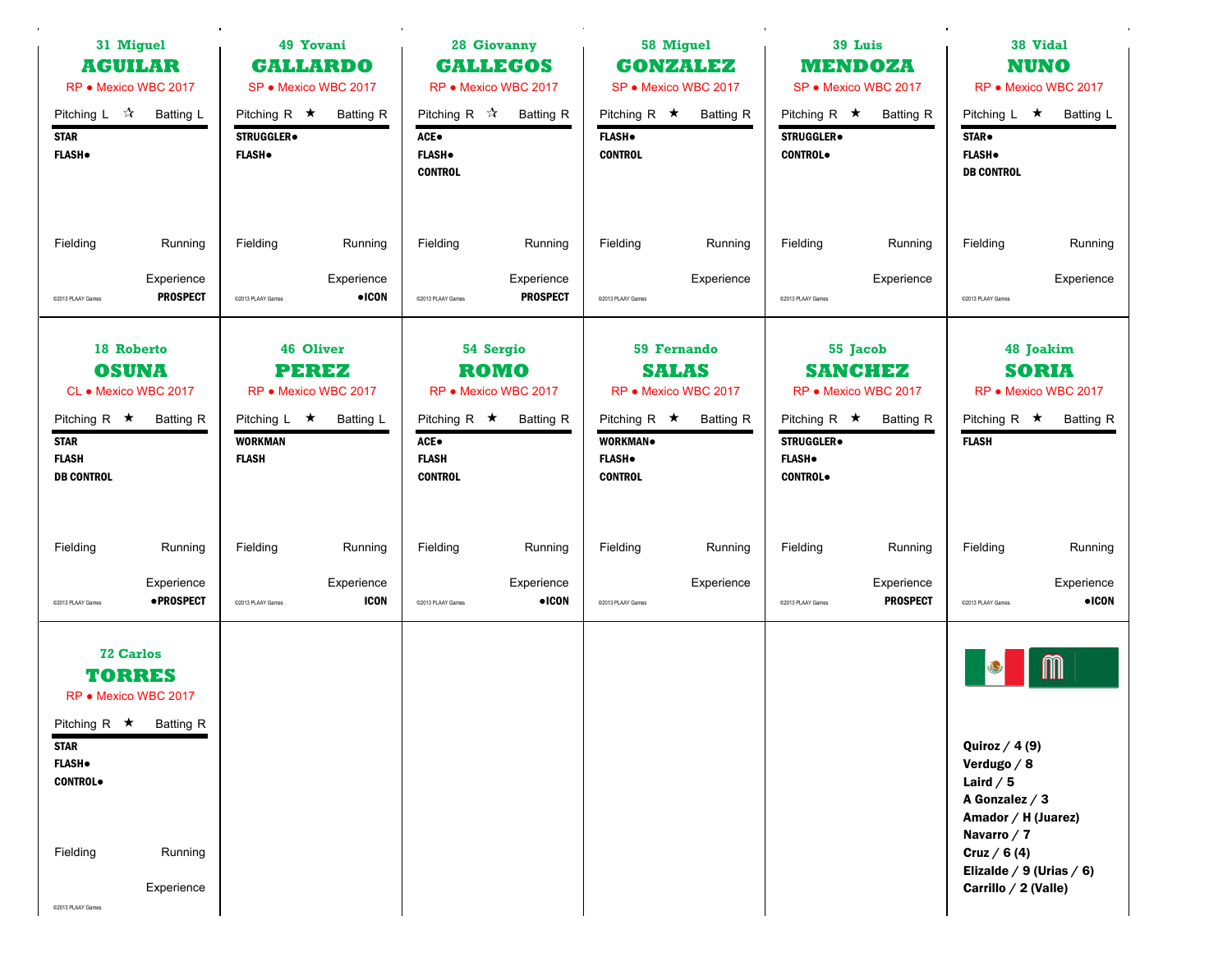## 31 Miguel AGUILAR
RP • Mexico WBC 2017

Pitching L ☆ Batting L

**STAR**
**FLASH●**

Fielding | Running

Experience **PROSPECT**

©2013 PLAAY Games

## 49 Yovani GALLARDO
SP • Mexico WBC 2017

Pitching R ★ Batting R

**STRUGGLER●**
**FLASH●**

Fielding | Running

Experience **●ICON**

©2013 PLAAY Games

## 28 Giovanny GALLEGOS
RP • Mexico WBC 2017

Pitching R ☆ Batting R

**ACE●**
**FLASH●**
**CONTROL**

Fielding | Running

Experience **PROSPECT**

©2013 PLAAY Games

## 58 Miguel GONZALEZ
SP • Mexico WBC 2017

Pitching R ★ Batting R

**FLASH●**
**CONTROL**

Fielding | Running

Experience

©2013 PLAAY Games

## 39 Luis MENDOZA
SP • Mexico WBC 2017

Pitching R ★ Batting R

**STRUGGLER●**
**CONTROL●**

Fielding | Running

Experience

©2013 PLAAY Games

## 38 Vidal NUNO
RP • Mexico WBC 2017

Pitching L ★ Batting L

**STAR●**
**FLASH●**
**DB CONTROL**

Fielding | Running

Experience

©2013 PLAAY Games

## 18 Roberto OSUNA
CL • Mexico WBC 2017

Pitching R ★ Batting R

**STAR**
**FLASH**
**DB CONTROL**

Fielding | Running

Experience **●PROSPECT**

©2013 PLAAY Games

## 46 Oliver PEREZ
RP • Mexico WBC 2017

Pitching L ★ Batting L

**WORKMAN**
**FLASH**

Fielding | Running

Experience **ICON**

©2013 PLAAY Games

## 54 Sergio ROMO
RP • Mexico WBC 2017

Pitching R ★ Batting R

**ACE●**
**FLASH**
**CONTROL**

Fielding | Running

Experience **●ICON**

©2013 PLAAY Games

## 59 Fernando SALAS
RP • Mexico WBC 2017

Pitching R ★ Batting R

**WORKMAN●**
**FLASH●**
**CONTROL**

Fielding | Running

Experience

©2013 PLAAY Games

## 55 Jacob SANCHEZ
RP • Mexico WBC 2017

Pitching R ★ Batting R

**STRUGGLER●**
**FLASH●**
**CONTROL●**

Fielding | Running

Experience **PROSPECT**

©2013 PLAAY Games

## 48 Joakim SORIA
RP • Mexico WBC 2017

Pitching R ★ Batting R

**FLASH**

Fielding | Running

Experience **●ICON**

©2013 PLAAY Games

## 72 Carlos TORRES
RP • Mexico WBC 2017

Pitching R ★ Batting R

**STAR**
**FLASH●**
**CONTROL●**

Fielding | Running

Experience

©2013 PLAAY Games

---

**Quiroz / 4 (9)**
**Verdugo / 8**
**Laird / 5**
**A Gonzalez / 3**
**Amador / H (Juarez)**
**Navarro / 7**
**Cruz / 6 (4)**
**Elizalde / 9 (Urias / 6)**
**Carrillo / 2 (Valle)**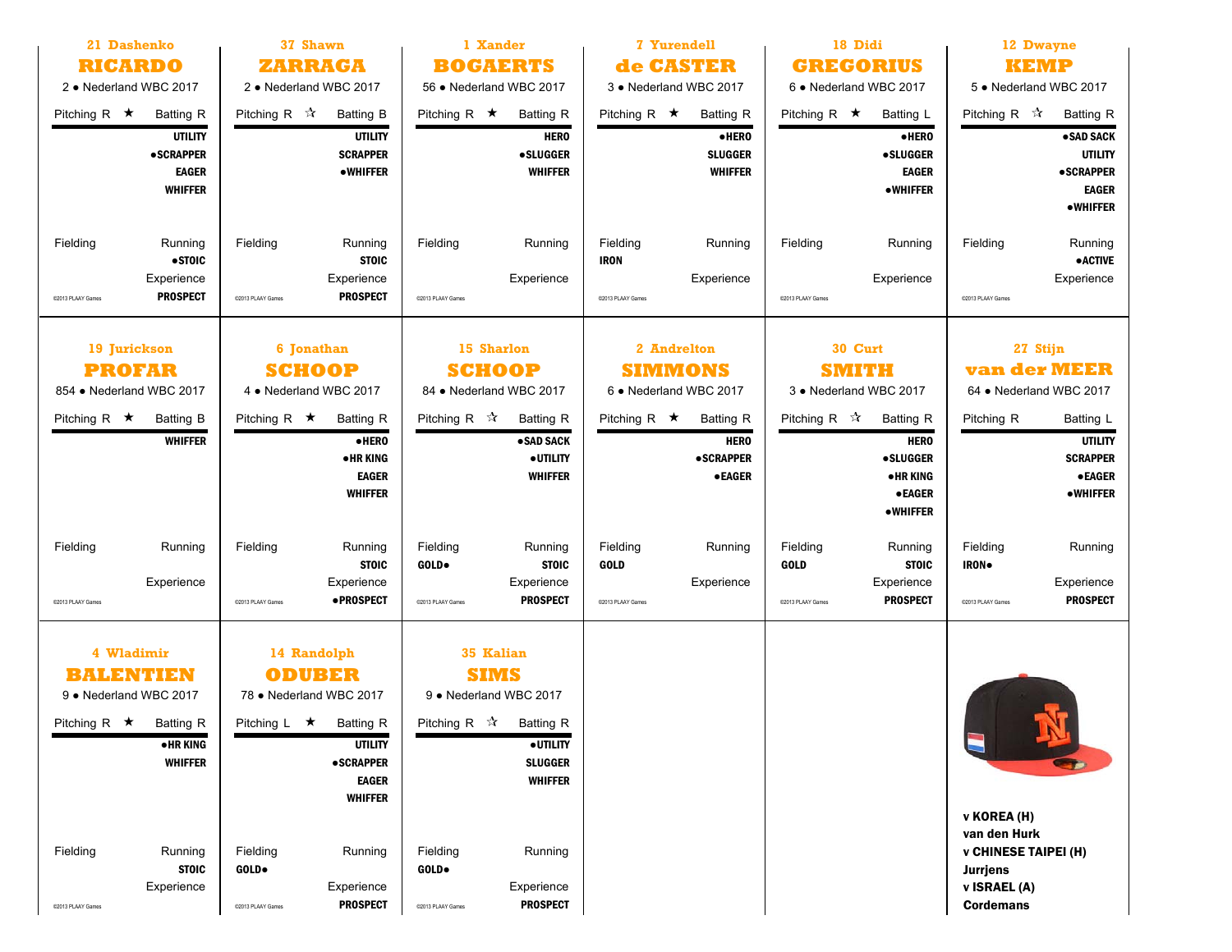## 21 Dashenko RICARDO

2 • Nederland WBC 2017

Pitching R ★ Batting R

UTILITY
●SCRAPPER
EAGER
WHIFFER

Fielding

Running
●STOIC

Experience
PROSPECT

©2013 PLAAY Games

## 37 Shawn ZARRAGA

2 • Nederland WBC 2017

Pitching R ☆ Batting B

UTILITY
SCRAPPER
●WHIFFER

Fielding

Running
STOIC

Experience
PROSPECT

©2013 PLAAY Games

## 1 Xander BOGAERTS

56 • Nederland WBC 2017

Pitching R ★ Batting R

HERO
●SLUGGER
WHIFFER

Fielding

Running

Experience

©2013 PLAAY Games

## 7 Yurendell de CASTER

3 • Nederland WBC 2017

Pitching R ★ Batting R

●HERO
SLUGGER
WHIFFER

Fielding
IRON

Running

Experience

©2013 PLAAY Games

## 18 Didi GREGORIUS

6 • Nederland WBC 2017

Pitching R ★ Batting L

●HERO
●SLUGGER
EAGER
●WHIFFER

Fielding

Running

Experience

©2013 PLAAY Games

## 12 Dwayne KEMP

5 • Nederland WBC 2017

Pitching R ☆ Batting R

●SAD SACK
UTILITY
●SCRAPPER
EAGER
●WHIFFER

Fielding

Running
●ACTIVE

Experience

©2013 PLAAY Games

## 19 Jurickson PROFAR

854 • Nederland WBC 2017

Pitching R ★ Batting B

WHIFFER

Fielding

Running

Experience

©2013 PLAAY Games

## 6 Jonathan SCHOOP

4 • Nederland WBC 2017

Pitching R ★ Batting R

●HERO
●HR KING
EAGER
WHIFFER

Fielding

Running
STOIC

Experience
●PROSPECT

©2013 PLAAY Games

## 15 Sharlon SCHOOP

84 • Nederland WBC 2017

Pitching R ☆ Batting R

●SAD SACK
●UTILITY
WHIFFER

Fielding
GOLD●

Running
STOIC

Experience
PROSPECT

©2013 PLAAY Games

## 2 Andrelton SIMMONS

6 • Nederland WBC 2017

Pitching R ★ Batting R

HERO
●SCRAPPER
●EAGER

Fielding
GOLD

Running

Experience

©2013 PLAAY Games

## 30 Curt SMITH

3 • Nederland WBC 2017

Pitching R ☆ Batting R

HERO
●SLUGGER
●HR KING
●EAGER
●WHIFFER

Fielding
GOLD

Running
STOIC

Experience
PROSPECT

©2013 PLAAY Games

## 27 Stijn van der MEER

64 • Nederland WBC 2017

Pitching R Batting L

UTILITY
SCRAPPER
●EAGER
●WHIFFER

Fielding
IRON●

Running

Experience
PROSPECT

©2013 PLAAY Games

## 4 Wladimir BALENTIEN

9 • Nederland WBC 2017

Pitching R ★ Batting R

●HR KING
WHIFFER

Fielding

Running
STOIC

Experience

©2013 PLAAY Games

## 14 Randolph ODUBER

78 • Nederland WBC 2017

Pitching L ★ Batting R

UTILITY
●SCRAPPER
EAGER
WHIFFER

Fielding
GOLD●

Running

Experience
PROSPECT

©2013 PLAAY Games

## 35 Kalian SIMS

9 • Nederland WBC 2017

Pitching R ☆ Batting R

●UTILITY
SLUGGER
WHIFFER

Fielding
GOLD●

Running

Experience
PROSPECT

©2013 PLAAY Games

**v KOREA (H)**
**van den Hurk**
**v CHINESE TAIPEI (H)**
**Jurrjens**
**v ISRAEL (A)**
**Cordemans**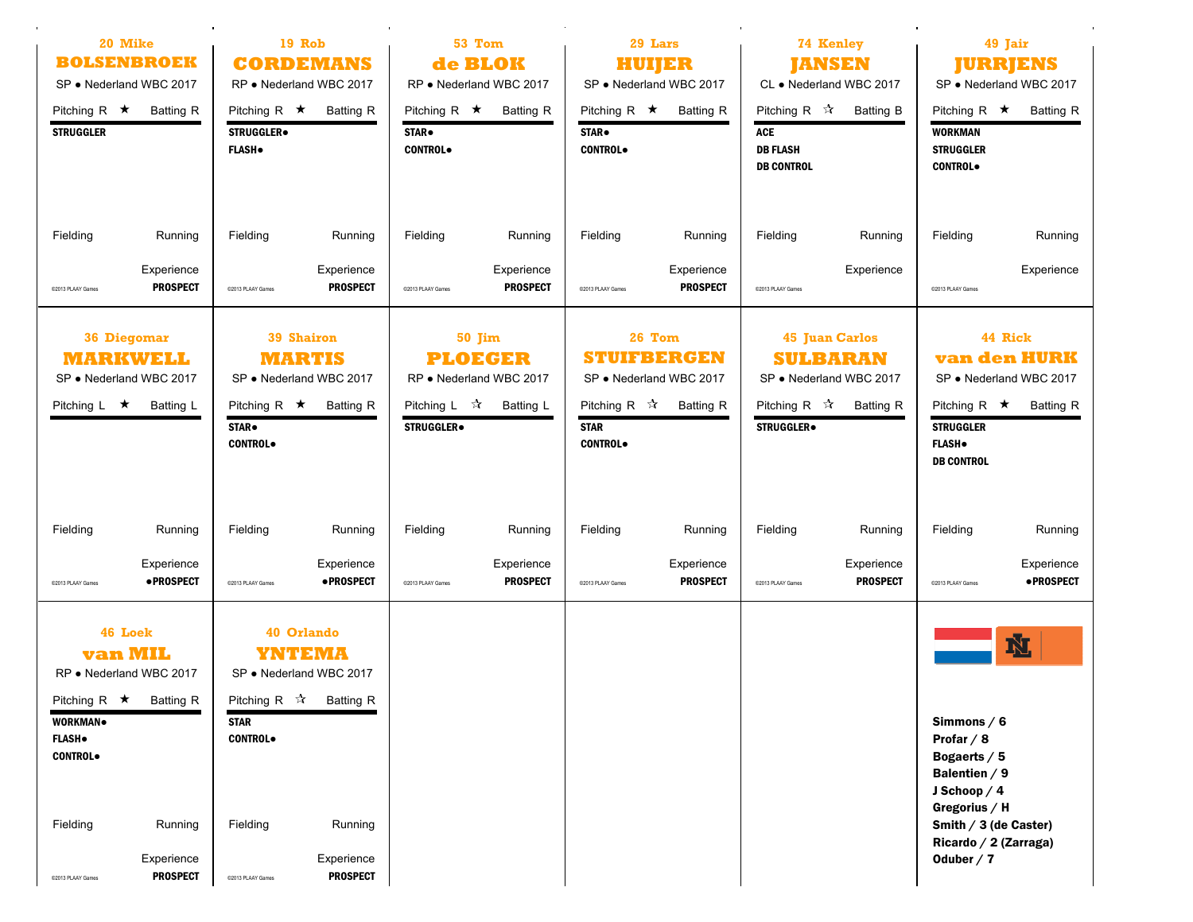## 20 Mike BOLSENBROEK

SP • Nederland WBC 2017

Pitching R ★ Batting R

**STRUGGLER**

Fielding Running

Experience **PROSPECT**

©2013 PLAAY Games

## 19 Rob CORDEMANS

RP • Nederland WBC 2017

Pitching R ★ Batting R

**STRUGGLER•**
**FLASH•**

Fielding Running

Experience **PROSPECT**

©2013 PLAAY Games

## 53 Tom de BLOK

RP • Nederland WBC 2017

Pitching R ★ Batting R

**STAR•**
**CONTROL•**

Fielding Running

Experience **PROSPECT**

©2013 PLAAY Games

## 29 Lars HUIJER

SP • Nederland WBC 2017

Pitching R ★ Batting R

**STAR•**
**CONTROL•**

Fielding Running

Experience **PROSPECT**

©2013 PLAAY Games

## 74 Kenley JANSEN

CL • Nederland WBC 2017

Pitching R ☆ Batting B

**ACE**
**DB FLASH**
**DB CONTROL**

Fielding Running

Experience

©2013 PLAAY Games

## 49 Jair JURRJENS

SP • Nederland WBC 2017

Pitching R ★ Batting R

**WORKMAN**
**STRUGGLER**
**CONTROL•**

Fielding Running

Experience

©2013 PLAAY Games

## 36 Diegomar MARKWELL

SP • Nederland WBC 2017

Pitching L ★ Batting L

Fielding Running

Experience **•PROSPECT**

©2013 PLAAY Games

## 39 Shairon MARTIS

SP • Nederland WBC 2017

Pitching R ★ Batting R

**STAR•**
**CONTROL•**

Fielding Running

Experience **•PROSPECT**

©2013 PLAAY Games

## 50 Jim PLOEGER

RP • Nederland WBC 2017

Pitching L ☆ Batting L

**STRUGGLER•**

Fielding Running

Experience **PROSPECT**

©2013 PLAAY Games

## 26 Tom STUIFBERGEN

SP • Nederland WBC 2017

Pitching R ☆ Batting R

**STAR**
**CONTROL•**

Fielding Running

Experience **PROSPECT**

©2013 PLAAY Games

## 45 Juan Carlos SULBARAN

SP • Nederland WBC 2017

Pitching R ☆ Batting R

**STRUGGLER•**

Fielding Running

Experience **PROSPECT**

©2013 PLAAY Games

## 44 Rick van den HURK

SP • Nederland WBC 2017

Pitching R ★ Batting R

**STRUGGLER**
**FLASH•**
**DB CONTROL**

Fielding Running

Experience **•PROSPECT**

©2013 PLAAY Games

## 46 Loek van MIL

RP • Nederland WBC 2017

Pitching R ★ Batting R

**WORKMAN•**
**FLASH•**
**CONTROL•**

Fielding Running

Experience **PROSPECT**

©2013 PLAAY Games

## 40 Orlando YNTEMA

SP • Nederland WBC 2017

Pitching R ☆ Batting R

**STAR**
**CONTROL•**

Fielding Running

Experience **PROSPECT**

©2013 PLAAY Games

**Simmons / 6**
**Profar / 8**
**Bogaerts / 5**
**Balentien / 9**
**J Schoop / 4**
**Gregorius / H**
**Smith / 3 (de Caster)**
**Ricardo / 2 (Zarraga)**
**Oduber / 7**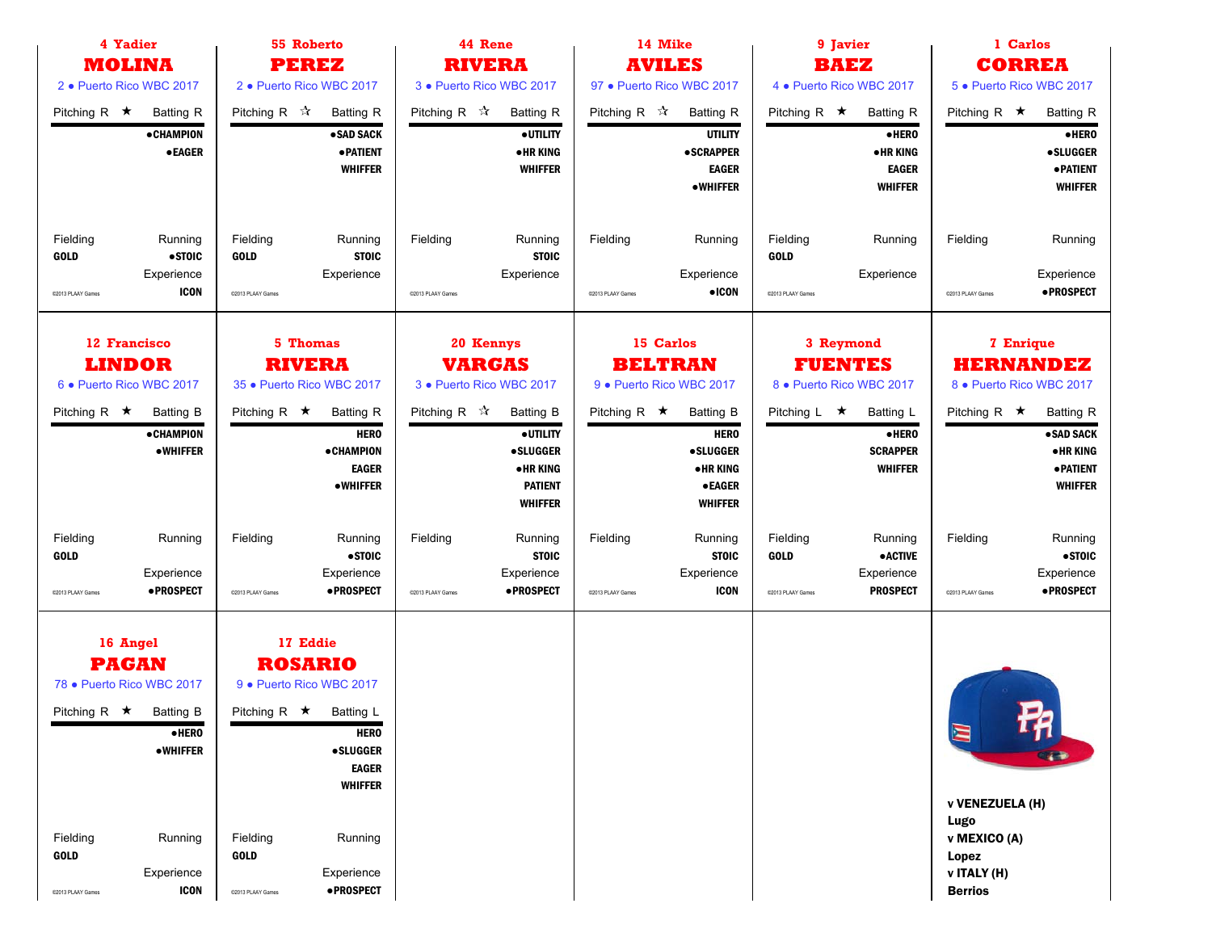### 4 Yadier
## MOLINA
2 • Puerto Rico WBC 2017

Pitching R ★ Batting R

●CHAMPION
●EAGER

Fielding: GOLD
Running: ●STOIC
Experience: ICON

©2013 PLAAY Games

---

### 55 Roberto
## PEREZ
2 • Puerto Rico WBC 2017

Pitching R ☆ Batting R

●SAD SACK
●PATIENT
WHIFFER

Fielding: GOLD
Running: STOIC
Experience:

©2013 PLAAY Games

---

### 44 Rene
## RIVERA
3 • Puerto Rico WBC 2017

Pitching R ☆ Batting R

●UTILITY
●HR KING
WHIFFER

Fielding:
Running: STOIC
Experience:

©2013 PLAAY Games

---

### 14 Mike
## AVILES
97 • Puerto Rico WBC 2017

Pitching R ☆ Batting R

UTILITY
●SCRAPPER
EAGER
●WHIFFER

Fielding:
Running:
Experience: ●ICON

©2013 PLAAY Games

---

### 9 Javier
## BAEZ
4 • Puerto Rico WBC 2017

Pitching R ★ Batting R

●HERO
●HR KING
EAGER
WHIFFER

Fielding: GOLD
Running:
Experience:

©2013 PLAAY Games

---

### 1 Carlos
## CORREA
5 • Puerto Rico WBC 2017

Pitching R ★ Batting R

●HERO
●SLUGGER
●PATIENT
WHIFFER

Fielding:
Running:
Experience: ●PROSPECT

©2013 PLAAY Games

---

### 12 Francisco
## LINDOR
6 • Puerto Rico WBC 2017

Pitching R ★ Batting B

●CHAMPION
●WHIFFER

Fielding: GOLD
Running:
Experience: ●PROSPECT

©2013 PLAAY Games

---

### 5 Thomas
## RIVERA
35 • Puerto Rico WBC 2017

Pitching R ★ Batting R

HERO
●CHAMPION
EAGER
●WHIFFER

Fielding:
Running: ●STOIC
Experience: ●PROSPECT

©2013 PLAAY Games

---

### 20 Kennys
## VARGAS
3 • Puerto Rico WBC 2017

Pitching R ☆ Batting B

●UTILITY
●SLUGGER
●HR KING
PATIENT
WHIFFER

Fielding:
Running: STOIC
Experience: ●PROSPECT

©2013 PLAAY Games

---

### 15 Carlos
## BELTRAN
9 • Puerto Rico WBC 2017

Pitching R ★ Batting B

HERO
●SLUGGER
●HR KING
●EAGER
WHIFFER

Fielding:
Running: STOIC
Experience: ICON

©2013 PLAAY Games

---

### 3 Reymond
## FUENTES
8 • Puerto Rico WBC 2017

Pitching L ★ Batting L

●HERO
SCRAPPER
WHIFFER

Fielding: GOLD
Running: ●ACTIVE
Experience: PROSPECT

©2013 PLAAY Games

---

### 7 Enrique
## HERNANDEZ
8 • Puerto Rico WBC 2017

Pitching R ★ Batting R

●SAD SACK
●HR KING
●PATIENT
WHIFFER

Fielding:
Running: ●STOIC
Experience: ●PROSPECT

©2013 PLAAY Games

---

### 16 Angel
## PAGAN
78 • Puerto Rico WBC 2017

Pitching R ★ Batting B

●HERO
●WHIFFER

Fielding: GOLD
Running:
Experience: ICON

©2013 PLAAY Games

---

### 17 Eddie
## ROSARIO
9 • Puerto Rico WBC 2017

Pitching R ★ Batting L

HERO
●SLUGGER
EAGER
WHIFFER

Fielding: GOLD
Running:
Experience: ●PROSPECT

©2013 PLAAY Games

---

**v VENEZUELA (H)**
**Lugo**
**v MEXICO (A)**
**Lopez**
**v ITALY (H)**
**Berrios**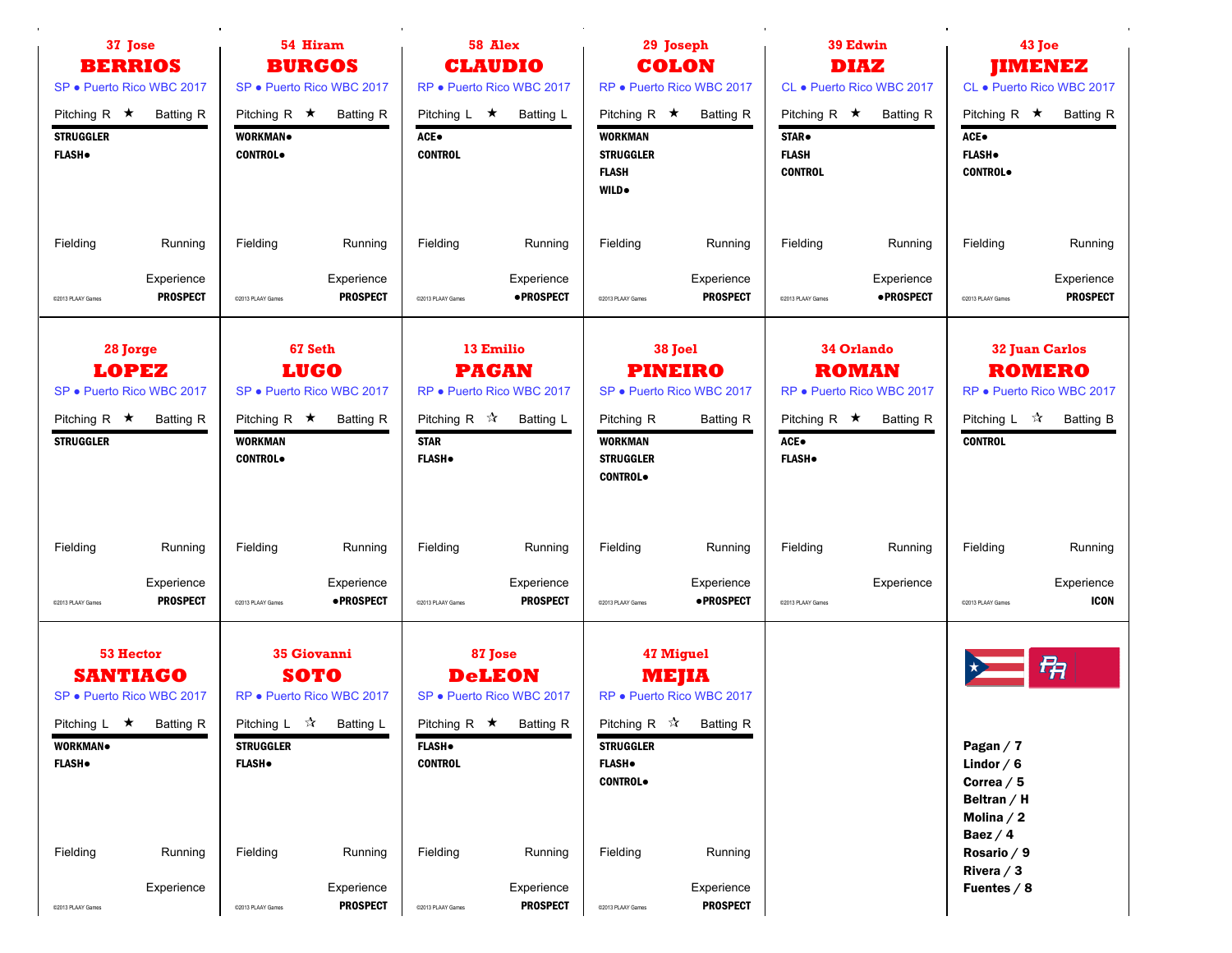### 37 Jose
## BERRIOS
SP • Puerto Rico WBC 2017

Pitching R ★ Batting R

**STRUGGLER**
**FLASH●**

Fielding Running

Experience
©2013 PLAAY Games **PROSPECT**

---

### 54 Hiram
## BURGOS
SP • Puerto Rico WBC 2017

Pitching R ★ Batting R

**WORKMAN●**
**CONTROL●**

Fielding Running

Experience
©2013 PLAAY Games **PROSPECT**

---

### 58 Alex
## CLAUDIO
RP • Puerto Rico WBC 2017

Pitching L ★ Batting L

**ACE●**
**CONTROL**

Fielding Running

Experience
©2013 PLAAY Games **●PROSPECT**

---

### 29 Joseph
## COLON
RP • Puerto Rico WBC 2017

Pitching R ★ Batting R

**WORKMAN**
**STRUGGLER**
**FLASH**
**WILD●**

Fielding Running

Experience
©2013 PLAAY Games **PROSPECT**

---

### 39 Edwin
## DIAZ
CL • Puerto Rico WBC 2017

Pitching R ★ Batting R

**STAR●**
**FLASH**
**CONTROL**

Fielding Running

Experience
©2013 PLAAY Games **●PROSPECT**

---

### 43 Joe
## JIMENEZ
CL • Puerto Rico WBC 2017

Pitching R ★ Batting R

**ACE●**
**FLASH●**
**CONTROL●**

Fielding Running

Experience
©2013 PLAAY Games **PROSPECT**

---

### 28 Jorge
## LOPEZ
SP • Puerto Rico WBC 2017

Pitching R ★ Batting R

**STRUGGLER**

Fielding Running

Experience
©2013 PLAAY Games **PROSPECT**

---

### 67 Seth
## LUGO
SP • Puerto Rico WBC 2017

Pitching R ★ Batting R

**WORKMAN**
**CONTROL●**

Fielding Running

Experience
©2013 PLAAY Games **●PROSPECT**

---

### 13 Emilio
## PAGAN
RP • Puerto Rico WBC 2017

Pitching R ☆ Batting L

**STAR**
**FLASH●**

Fielding Running

Experience
©2013 PLAAY Games **PROSPECT**

---

### 38 Joel
## PINEIRO
SP • Puerto Rico WBC 2017

Pitching R Batting R

**WORKMAN**
**STRUGGLER**
**CONTROL●**

Fielding Running

Experience
©2013 PLAAY Games **●PROSPECT**

---

### 34 Orlando
## ROMAN
RP • Puerto Rico WBC 2017

Pitching R ★ Batting R

**ACE●**
**FLASH●**

Fielding Running

Experience
©2013 PLAAY Games

---

### 32 Juan Carlos
## ROMERO
RP • Puerto Rico WBC 2017

Pitching L ☆ Batting B

**CONTROL**

Fielding Running

Experience
©2013 PLAAY Games **ICON**

---

### 53 Hector
## SANTIAGO
SP • Puerto Rico WBC 2017

Pitching L ★ Batting R

**WORKMAN●**
**FLASH●**

Fielding Running

Experience
©2013 PLAAY Games

---

### 35 Giovanni
## SOTO
RP • Puerto Rico WBC 2017

Pitching L ☆ Batting L

**STRUGGLER**
**FLASH●**

Fielding Running

Experience
©2013 PLAAY Games **PROSPECT**

---

### 87 Jose
## DeLEON
SP • Puerto Rico WBC 2017

Pitching R ★ Batting R

**FLASH●**
**CONTROL**

Fielding Running

Experience
©2013 PLAAY Games **PROSPECT**

---

### 47 Miguel
## MEJIA
RP • Puerto Rico WBC 2017

Pitching R ☆ Batting R

**STRUGGLER**
**FLASH●**
**CONTROL●**

Fielding Running

Experience
©2013 PLAAY Games **PROSPECT**

---

**Pagan / 7**
**Lindor / 6**
**Correa / 5**
**Beltran / H**
**Molina / 2**
**Baez / 4**
**Rosario / 9**
**Rivera / 3**
**Fuentes / 8**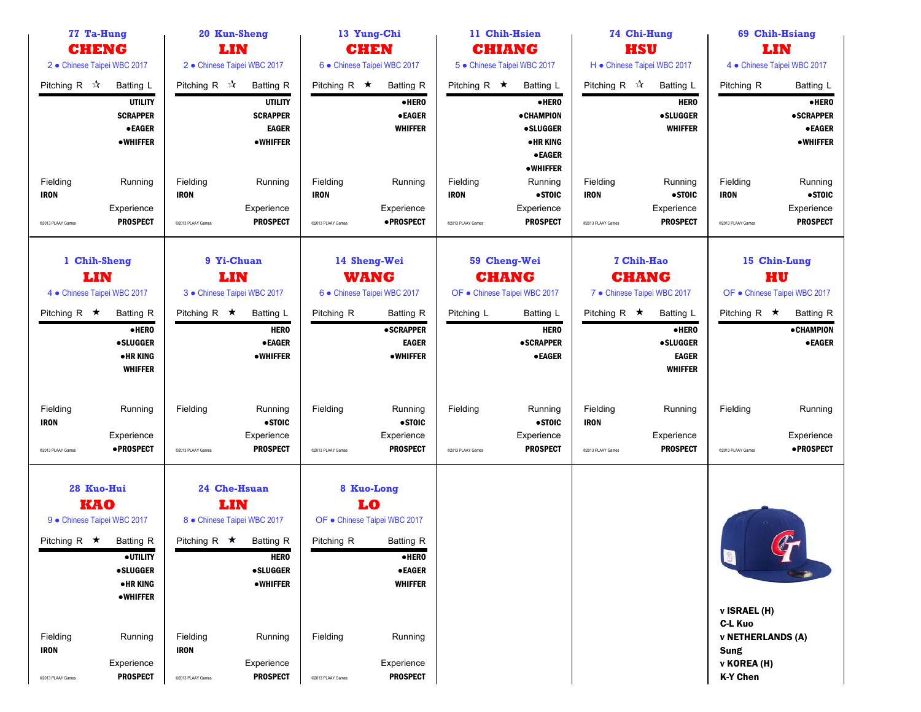## 77 Ta-Hung CHENG
2 • Chinese Taipei WBC 2017

Pitching R ☆ | Batting L

UTILITY
SCRAPPER
•EAGER
•WHIFFER

Fielding: IRON
Running:
Experience: PROSPECT

©2013 PLAAY Games

## 20 Kun-Sheng LIN
2 • Chinese Taipei WBC 2017

Pitching R ☆ | Batting R

UTILITY
SCRAPPER
EAGER
•WHIFFER

Fielding: IRON
Running:
Experience: PROSPECT

©2013 PLAAY Games

## 13 Yung-Chi CHEN
6 • Chinese Taipei WBC 2017

Pitching R ★ | Batting R

•HERO
•EAGER
WHIFFER

Fielding: IRON
Running:
Experience: •PROSPECT

©2013 PLAAY Games

## 11 Chih-Hsien CHIANG
5 • Chinese Taipei WBC 2017

Pitching R ★ | Batting L

•HERO
•CHAMPION
•SLUGGER
•HR KING
•EAGER
•WHIFFER

Fielding: IRON
Running: •STOIC
Experience: PROSPECT

©2013 PLAAY Games

## 74 Chi-Hung HSU
H • Chinese Taipei WBC 2017

Pitching R ☆ | Batting L

HERO
•SLUGGER
WHIFFER

Fielding: IRON
Running: •STOIC
Experience: PROSPECT

©2013 PLAAY Games

## 69 Chih-Hsiang LIN
4 • Chinese Taipei WBC 2017

Pitching R | Batting L

•HERO
•SCRAPPER
•EAGER
•WHIFFER

Fielding: IRON
Running: •STOIC
Experience: PROSPECT

©2013 PLAAY Games

## 1 Chih-Sheng LIN
4 • Chinese Taipei WBC 2017

Pitching R ★ | Batting R

•HERO
•SLUGGER
•HR KING
WHIFFER

Fielding: IRON
Running:
Experience: •PROSPECT

©2013 PLAAY Games

## 9 Yi-Chuan LIN
3 • Chinese Taipei WBC 2017

Pitching R ★ | Batting L

HERO
•EAGER
•WHIFFER

Fielding:
Running: •STOIC
Experience: PROSPECT

©2013 PLAAY Games

## 14 Sheng-Wei WANG
6 • Chinese Taipei WBC 2017

Pitching R | Batting R

•SCRAPPER
EAGER
•WHIFFER

Fielding:
Running: •STOIC
Experience: PROSPECT

©2013 PLAAY Games

## 59 Cheng-Wei CHANG
OF • Chinese Taipei WBC 2017

Pitching L | Batting L

HERO
•SCRAPPER
•EAGER

Fielding:
Running: •STOIC
Experience: PROSPECT

©2013 PLAAY Games

## 7 Chih-Hao CHANG
7 • Chinese Taipei WBC 2017

Pitching R ★ | Batting L

•HERO
•SLUGGER
EAGER
WHIFFER

Fielding: IRON
Running:
Experience: PROSPECT

©2013 PLAAY Games

## 15 Chin-Lung HU
OF • Chinese Taipei WBC 2017

Pitching R ★ | Batting R

•CHAMPION
•EAGER

Fielding:
Running:
Experience: •PROSPECT

©2013 PLAAY Games

## 28 Kuo-Hui KAO
9 • Chinese Taipei WBC 2017

Pitching R ★ | Batting R

•UTILITY
•SLUGGER
•HR KING
•WHIFFER

Fielding: IRON
Running:
Experience: PROSPECT

©2013 PLAAY Games

## 24 Che-Hsuan LIN
8 • Chinese Taipei WBC 2017

Pitching R ★ | Batting R

HERO
•SLUGGER
•WHIFFER

Fielding: IRON
Running:
Experience: PROSPECT

©2013 PLAAY Games

## 8 Kuo-Long LO
OF • Chinese Taipei WBC 2017

Pitching R | Batting R

•HERO
•EAGER
WHIFFER

Fielding:
Running:
Experience: PROSPECT

©2013 PLAAY Games

**v ISRAEL (H)**
**C-L Kuo**
**v NETHERLANDS (A)**
**Sung**
**v KOREA (H)**
**K-Y Chen**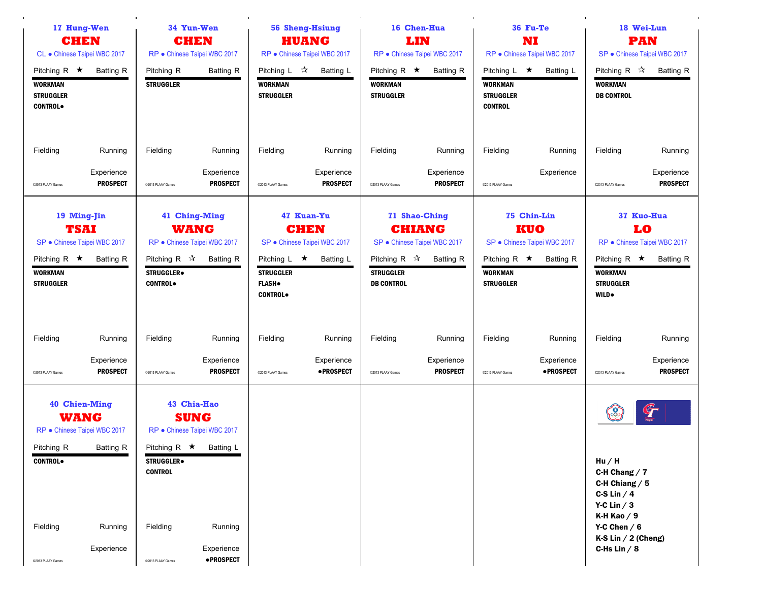## 17 Hung-Wen CHEN

CL • Chinese Taipei WBC 2017

Pitching R ★ Batting R

**WORKMAN**
**STRUGGLER**
**CONTROL•**

Fielding Running

Experience
**PROSPECT**

©2013 PLAAY Games

## 34 Yun-Wen CHEN

RP • Chinese Taipei WBC 2017

Pitching R Batting R

**STRUGGLER**

Fielding Running

Experience
**PROSPECT**

©2013 PLAAY Games

## 56 Sheng-Hsiung HUANG

RP • Chinese Taipei WBC 2017

Pitching L ☆ Batting L

**WORKMAN**
**STRUGGLER**

Fielding Running

Experience
**PROSPECT**

©2013 PLAAY Games

## 16 Chen-Hua LIN

RP • Chinese Taipei WBC 2017

Pitching R ★ Batting R

**WORKMAN**
**STRUGGLER**

Fielding Running

Experience
**PROSPECT**

©2013 PLAAY Games

## 36 Fu-Te NI

RP • Chinese Taipei WBC 2017

Pitching L ★ Batting L

**WORKMAN**
**STRUGGLER**
**CONTROL**

Fielding Running

Experience

©2013 PLAAY Games

## 18 Wei-Lun PAN

SP • Chinese Taipei WBC 2017

Pitching R ☆ Batting R

**WORKMAN**
**DB CONTROL**

Fielding Running

Experience
**PROSPECT**

©2013 PLAAY Games

## 19 Ming-Jin TSAI

SP • Chinese Taipei WBC 2017

Pitching R ★ Batting R

**WORKMAN**
**STRUGGLER**

Fielding Running

Experience
**PROSPECT**

©2013 PLAAY Games

## 41 Ching-Ming WANG

RP • Chinese Taipei WBC 2017

Pitching R ☆ Batting R

**STRUGGLER•**
**CONTROL•**

Fielding Running

Experience
**PROSPECT**

©2013 PLAAY Games

## 47 Kuan-Yu CHEN

SP • Chinese Taipei WBC 2017

Pitching L ★ Batting L

**STRUGGLER**
**FLASH•**
**CONTROL•**

Fielding Running

Experience
**•PROSPECT**

©2013 PLAAY Games

## 71 Shao-Ching CHIANG

SP • Chinese Taipei WBC 2017

Pitching R ☆ Batting R

**STRUGGLER**
**DB CONTROL**

Fielding Running

Experience
**PROSPECT**

©2013 PLAAY Games

## 75 Chin-Lin KUO

SP • Chinese Taipei WBC 2017

Pitching R ★ Batting R

**WORKMAN**
**STRUGGLER**

Fielding Running

Experience
**•PROSPECT**

©2013 PLAAY Games

## 37 Kuo-Hua LO

RP • Chinese Taipei WBC 2017

Pitching R ★ Batting R

**WORKMAN**
**STRUGGLER**
**WILD•**

Fielding Running

Experience
**PROSPECT**

©2013 PLAAY Games

## 40 Chien-Ming WANG

RP • Chinese Taipei WBC 2017

Pitching R Batting R

**CONTROL•**

Fielding Running

Experience

©2013 PLAAY Games

## 43 Chia-Hao SUNG

RP • Chinese Taipei WBC 2017

Pitching R ★ Batting L

**STRUGGLER•**
**CONTROL**

Fielding Running

Experience
**•PROSPECT**

©2013 PLAAY Games

**Hu / H**
**C-H Chang / 7**
**C-H Chiang / 5**
**C-S Lin / 4**
**Y-C Lin / 3**
**K-H Kao / 9**
**Y-C Chen / 6**
**K-S Lin / 2 (Cheng)**
**C-Hs Lin / 8**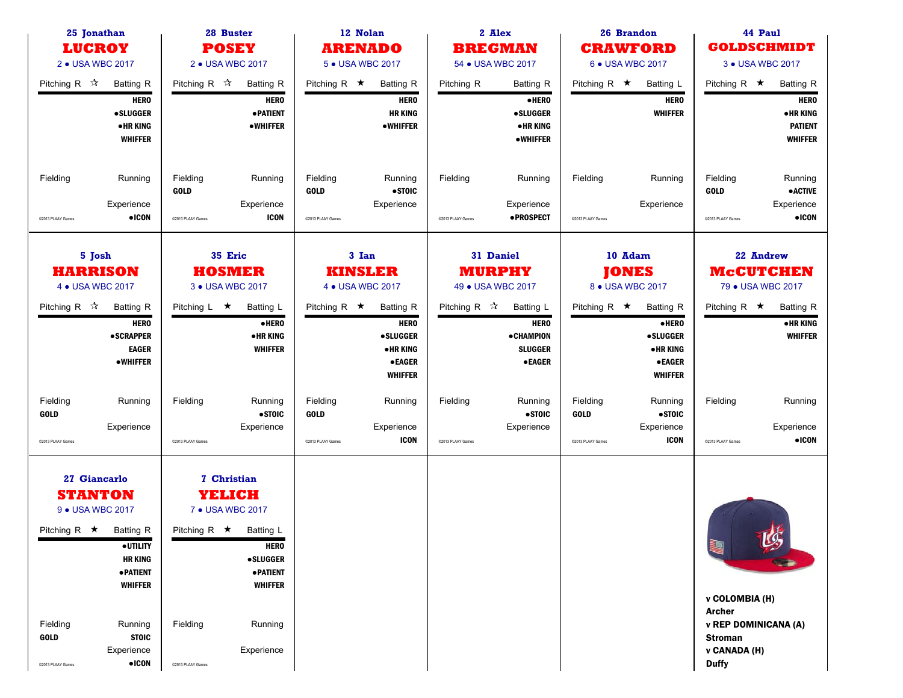## 25 Jonathan LUCROY
2 • USA WBC 2017

Pitching R ☆ Batting R

- HERO
- •SLUGGER
- •HR KING
- WHIFFER

Fielding

Running

Experience: •ICON

©2013 PLAAY Games

## 28 Buster POSEY
2 • USA WBC 2017

Pitching R ☆ Batting R

- HERO
- •PATIENT
- •WHIFFER

Fielding: GOLD

Running

Experience: ICON

©2013 PLAAY Games

## 12 Nolan ARENADO
5 • USA WBC 2017

Pitching R ★ Batting R

- HERO
- HR KING
- •WHIFFER

Fielding: GOLD

Running: •STOIC

Experience

©2013 PLAAY Games

## 2 Alex BREGMAN
54 • USA WBC 2017

Pitching R Batting R

- •HERO
- •SLUGGER
- •HR KING
- •WHIFFER

Fielding

Running

Experience: •PROSPECT

©2013 PLAAY Games

## 26 Brandon CRAWFORD
6 • USA WBC 2017

Pitching R ★ Batting L

- HERO
- WHIFFER

Fielding

Running

Experience

©2013 PLAAY Games

## 44 Paul GOLDSCHMIDT
3 • USA WBC 2017

Pitching R ★ Batting R

- HERO
- •HR KING
- PATIENT
- WHIFFER

Fielding: GOLD

Running: •ACTIVE

Experience: •ICON

©2013 PLAAY Games

## 5 Josh HARRISON
4 • USA WBC 2017

Pitching R ☆ Batting R

- HERO
- •SCRAPPER
- EAGER
- •WHIFFER

Fielding: GOLD

Running

Experience

©2013 PLAAY Games

## 35 Eric HOSMER
3 • USA WBC 2017

Pitching L ★ Batting L

- •HERO
- •HR KING
- WHIFFER

Fielding

Running: •STOIC

Experience

©2013 PLAAY Games

## 3 Ian KINSLER
4 • USA WBC 2017

Pitching R ★ Batting R

- HERO
- •SLUGGER
- •HR KING
- •EAGER
- WHIFFER

Fielding: GOLD

Running

Experience: ICON

©2013 PLAAY Games

## 31 Daniel MURPHY
49 • USA WBC 2017

Pitching R ☆ Batting L

- HERO
- •CHAMPION
- SLUGGER
- •EAGER

Fielding

Running: •STOIC

Experience

©2013 PLAAY Games

## 10 Adam JONES
8 • USA WBC 2017

Pitching R ★ Batting R

- •HERO
- •SLUGGER
- •HR KING
- •EAGER
- WHIFFER

Fielding: GOLD

Running: •STOIC

Experience: ICON

©2013 PLAAY Games

## 22 Andrew McCUTCHEN
79 • USA WBC 2017

Pitching R ★ Batting R

- •HR KING
- WHIFFER

Fielding

Running

Experience: •ICON

©2013 PLAAY Games

## 27 Giancarlo STANTON
9 • USA WBC 2017

Pitching R ★ Batting R

- •UTILITY
- HR KING
- •PATIENT
- WHIFFER

Fielding: GOLD

Running: STOIC

Experience: •ICON

©2013 PLAAY Games

## 7 Christian YELICH
7 • USA WBC 2017

Pitching R ★ Batting L

- HERO
- •SLUGGER
- •PATIENT
- WHIFFER

Fielding

Running

Experience

©2013 PLAAY Games

**v COLOMBIA (H)**
**Archer**
**v REP DOMINICANA (A)**
**Stroman**
**v CANADA (H)**
**Duffy**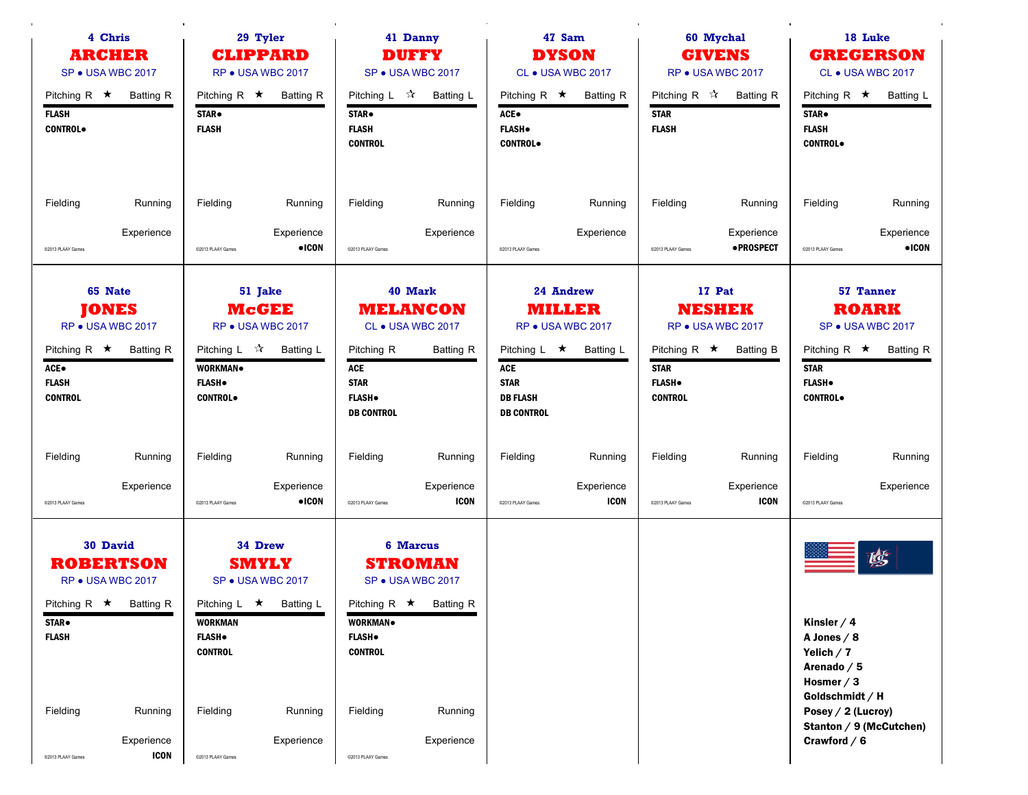### 4 Chris
## ARCHER
SP ● USA WBC 2017

Pitching R ★ Batting R

**FLASH**
**CONTROL●**

Fielding Running

Experience

©2013 PLAAY Games

---

### 29 Tyler
## CLIPPARD
RP ● USA WBC 2017

Pitching R ★ Batting R

**STAR●**
**FLASH**

Fielding Running

Experience
**●ICON**

©2013 PLAAY Games

---

### 41 Danny
## DUFFY
SP ● USA WBC 2017

Pitching L ☆ Batting L

**STAR●**
**FLASH**
**CONTROL**

Fielding Running

Experience

©2013 PLAAY Games

---

### 47 Sam
## DYSON
CL ● USA WBC 2017

Pitching R ★ Batting R

**ACE●**
**FLASH●**
**CONTROL●**

Fielding Running

Experience

©2013 PLAAY Games

---

### 60 Mychal
## GIVENS
RP ● USA WBC 2017

Pitching R ☆ Batting R

**STAR**
**FLASH**

Fielding Running

Experience
**●PROSPECT**

©2013 PLAAY Games

---

### 18 Luke
## GREGERSON
CL ● USA WBC 2017

Pitching R ★ Batting L

**STAR●**
**FLASH**
**CONTROL●**

Fielding Running

Experience
**●ICON**

©2013 PLAAY Games

---

### 65 Nate
## JONES
RP ● USA WBC 2017

Pitching R ★ Batting R

**ACE●**
**FLASH**
**CONTROL**

Fielding Running

Experience

©2013 PLAAY Games

---

### 51 Jake
## McGEE
RP ● USA WBC 2017

Pitching L ☆ Batting L

**WORKMAN●**
**FLASH●**
**CONTROL●**

Fielding Running

Experience
**●ICON**

©2013 PLAAY Games

---

### 40 Mark
## MELANCON
CL ● USA WBC 2017

Pitching R Batting R

**ACE**
**STAR**
**FLASH●**
**DB CONTROL**

Fielding Running

Experience
**ICON**

©2013 PLAAY Games

---

### 24 Andrew
## MILLER
RP ● USA WBC 2017

Pitching L ★ Batting L

**ACE**
**STAR**
**DB FLASH**
**DB CONTROL**

Fielding Running

Experience
**ICON**

©2013 PLAAY Games

---

### 17 Pat
## NESHEK
RP ● USA WBC 2017

Pitching R ★ Batting B

**STAR**
**FLASH●**
**CONTROL**

Fielding Running

Experience
**ICON**

©2013 PLAAY Games

---

### 57 Tanner
## ROARK
SP ● USA WBC 2017

Pitching R ★ Batting R

**STAR**
**FLASH●**
**CONTROL●**

Fielding Running

Experience

©2013 PLAAY Games

---

### 30 David
## ROBERTSON
RP ● USA WBC 2017

Pitching R ★ Batting R

**STAR●**
**FLASH**

Fielding Running

Experience
**ICON**

©2013 PLAAY Games

---

### 34 Drew
## SMYLY
SP ● USA WBC 2017

Pitching L ★ Batting L

**WORKMAN**
**FLASH●**
**CONTROL**

Fielding Running

Experience

©2013 PLAAY Games

---

### 6 Marcus
## STROMAN
SP ● USA WBC 2017

Pitching R ★ Batting R

**WORKMAN●**
**FLASH●**
**CONTROL**

Fielding Running

Experience

©2013 PLAAY Games

---

**Kinsler / 4**
**A Jones / 8**
**Yelich / 7**
**Arenado / 5**
**Hosmer / 3**
**Goldschmidt / H**
**Posey / 2 (Lucroy)**
**Stanton / 9 (McCutchen)**
**Crawford / 6**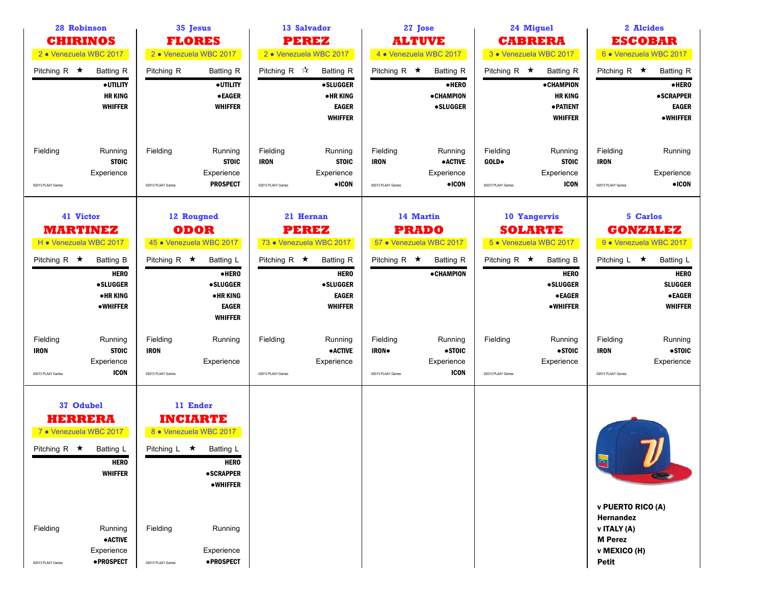### 28 Robinson CHIRINOS
2 • Venezuela WBC 2017

Pitching R ★ Batting R

- •UTILITY
- HR KING
- WHIFFER

Fielding

Running: STOIC

Experience

©2013 PLAAY Games

### 35 Jesus FLORES
2 • Venezuela WBC 2017

Pitching R Batting R

- •UTILITY
- •EAGER
- WHIFFER

Fielding

Running: STOIC

Experience: PROSPECT

©2013 PLAAY Games

### 13 Salvador PEREZ
2 • Venezuela WBC 2017

Pitching R ☆ Batting R

- •SLUGGER
- •HR KING
- EAGER
- WHIFFER

Fielding: IRON

Running: STOIC

Experience: •ICON

©2013 PLAAY Games

### 27 Jose ALTUVE
4 • Venezuela WBC 2017

Pitching R ★ Batting R

- •HERO
- •CHAMPION
- •SLUGGER

Fielding: IRON

Running: •ACTIVE

Experience: •ICON

©2013 PLAAY Games

### 24 Miguel CABRERA
3 • Venezuela WBC 2017

Pitching R ★ Batting R

- •CHAMPION
- HR KING
- •PATIENT
- WHIFFER

Fielding: GOLD•

Running: STOIC

Experience: ICON

©2013 PLAAY Games

### 2 Alcides ESCOBAR
6 • Venezuela WBC 2017

Pitching R ★ Batting R

- •HERO
- •SCRAPPER
- EAGER
- •WHIFFER

Fielding: IRON

Running

Experience: •ICON

©2013 PLAAY Games

### 41 Victor MARTINEZ
H • Venezuela WBC 2017

Pitching R ★ Batting B

- HERO
- •SLUGGER
- •HR KING
- •WHIFFER

Fielding: IRON

Running: STOIC

Experience: ICON

©2013 PLAAY Games

### 12 Rougned ODOR
45 • Venezuela WBC 2017

Pitching R ★ Batting L

- •HERO
- •SLUGGER
- •HR KING
- EAGER
- WHIFFER

Fielding: IRON

Running

Experience

©2013 PLAAY Games

### 21 Hernan PEREZ
73 • Venezuela WBC 2017

Pitching R ★ Batting R

- HERO
- •SLUGGER
- EAGER
- WHIFFER

Fielding

Running: •ACTIVE

Experience

©2013 PLAAY Games

### 14 Martin PRADO
57 • Venezuela WBC 2017

Pitching R ★ Batting R

- •CHAMPION

Fielding: IRON•

Running: •STOIC

Experience: ICON

©2013 PLAAY Games

### 10 Yangervis SOLARTE
5 • Venezuela WBC 2017

Pitching R ★ Batting B

- HERO
- •SLUGGER
- •EAGER
- •WHIFFER

Fielding

Running: •STOIC

Experience

©2013 PLAAY Games

### 5 Carlos GONZALEZ
9 • Venezuela WBC 2017

Pitching L ★ Batting L

- HERO
- SLUGGER
- •EAGER
- WHIFFER

Fielding: IRON

Running: •STOIC

Experience

©2013 PLAAY Games

### 37 Odubel HERRERA
7 • Venezuela WBC 2017

Pitching R ★ Batting L

- HERO
- WHIFFER

Fielding

Running: •ACTIVE

Experience: •PROSPECT

©2013 PLAAY Games

### 11 Ender INCIARTE
8 • Venezuela WBC 2017

Pitching L ★ Batting L

- HERO
- •SCRAPPER
- •WHIFFER

Fielding

Running

Experience: •PROSPECT

©2013 PLAAY Games

**v PUERTO RICO (A)**
**Hernandez**
**v ITALY (A)**
**M Perez**
**v MEXICO (H)**
**Petit**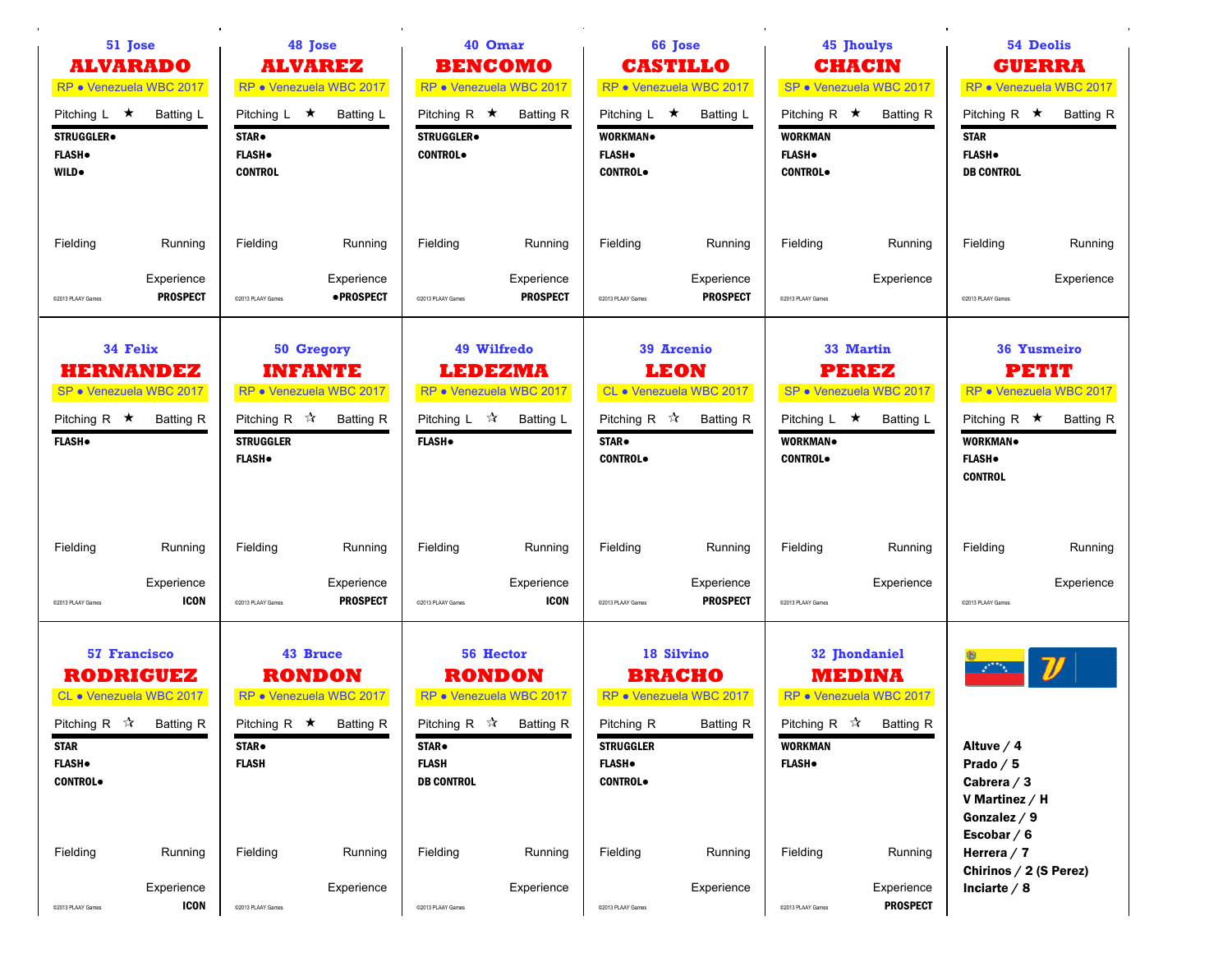**51 Jose**
## ALVARADO
RP • Venezuela WBC 2017

Pitching L ★ Batting L

STRUGGLER•
FLASH•
WILD•

Fielding Running

Experience
PROSPECT

©2013 PLAAY Games

---

**48 Jose**
## ALVAREZ
RP • Venezuela WBC 2017

Pitching L ★ Batting L

STAR•
FLASH•
CONTROL

Fielding Running

Experience
•PROSPECT

©2013 PLAAY Games

---

**40 Omar**
## BENCOMO
RP • Venezuela WBC 2017

Pitching R ★ Batting R

STRUGGLER•
CONTROL•

Fielding Running

Experience
PROSPECT

©2013 PLAAY Games

---

**66 Jose**
## CASTILLO
RP • Venezuela WBC 2017

Pitching L ★ Batting L

WORKMAN•
FLASH•
CONTROL•

Fielding Running

Experience
PROSPECT

©2013 PLAAY Games

---

**45 Jhoulys**
## CHACIN
SP • Venezuela WBC 2017

Pitching R ★ Batting R

WORKMAN
FLASH•
CONTROL•

Fielding Running

Experience

©2013 PLAAY Games

---

**54 Deolis**
## GUERRA
RP • Venezuela WBC 2017

Pitching R ★ Batting R

STAR
FLASH•
DB CONTROL

Fielding Running

Experience

©2013 PLAAY Games

---

**34 Felix**
## HERNANDEZ
SP • Venezuela WBC 2017

Pitching R ★ Batting R

FLASH•

Fielding Running

Experience
ICON

©2013 PLAAY Games

---

**50 Gregory**
## INFANTE
RP • Venezuela WBC 2017

Pitching R ☆ Batting R

STRUGGLER
FLASH•

Fielding Running

Experience
PROSPECT

©2013 PLAAY Games

---

**49 Wilfredo**
## LEDEZMA
RP • Venezuela WBC 2017

Pitching L ☆ Batting L

FLASH•

Fielding Running

Experience
ICON

©2013 PLAAY Games

---

**39 Arcenio**
## LEON
CL • Venezuela WBC 2017

Pitching R ☆ Batting R

STAR•
CONTROL•

Fielding Running

Experience
PROSPECT

©2013 PLAAY Games

---

**33 Martin**
## PEREZ
SP • Venezuela WBC 2017

Pitching L ★ Batting L

WORKMAN•
CONTROL•

Fielding Running

Experience

©2013 PLAAY Games

---

**36 Yusmeiro**
## PETIT
RP • Venezuela WBC 2017

Pitching R ★ Batting R

WORKMAN•
FLASH•
CONTROL

Fielding Running

Experience

©2013 PLAAY Games

---

**57 Francisco**
## RODRIGUEZ
CL • Venezuela WBC 2017

Pitching R ☆ Batting R

STAR
FLASH•
CONTROL•

Fielding Running

Experience
ICON

©2013 PLAAY Games

---

**43 Bruce**
## RONDON
RP • Venezuela WBC 2017

Pitching R ★ Batting R

STAR•
FLASH

Fielding Running

Experience

©2013 PLAAY Games

---

**56 Hector**
## RONDON
RP • Venezuela WBC 2017

Pitching R ☆ Batting R

STAR•
FLASH
DB CONTROL

Fielding Running

Experience

©2013 PLAAY Games

---

**18 Silvino**
## BRACHO
RP • Venezuela WBC 2017

Pitching R Batting R

STRUGGLER
FLASH•
CONTROL•

Fielding Running

Experience

©2013 PLAAY Games

---

**32 Jhondaniel**
## MEDINA
RP • Venezuela WBC 2017

Pitching R ☆ Batting R

WORKMAN
FLASH•

Fielding Running

Experience
PROSPECT

©2013 PLAAY Games

---

Altuve / 4
Prado / 5
Cabrera / 3
V Martinez / H
Gonzalez / 9
Escobar / 6
Herrera / 7
Chirinos / 2 (S Perez)
Inciarte / 8